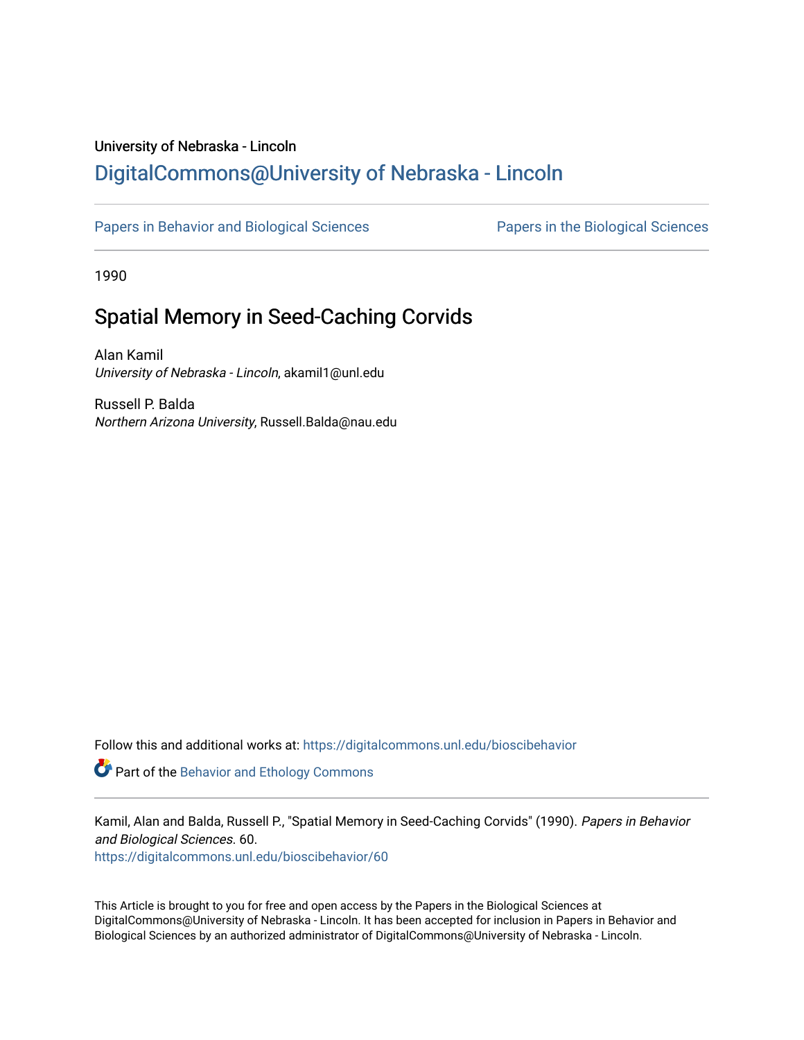University of Nebraska - Lincoln

## DigitalCommons@University of Nebraska - Lincoln

Papers in Behavior and Biological Sciences

Papers in the Biological Sciences

1990

# Spatial Memory in Seed-Caching Corvids

Alan Kamil
*University of Nebraska - Lincoln*, akamil1@unl.edu

Russell P. Balda
*Northern Arizona University*, Russell.Balda@nau.edu

Follow this and additional works at: https://digitalcommons.unl.edu/bioscibehavior

Part of the Behavior and Ethology Commons

Kamil, Alan and Balda, Russell P., "Spatial Memory in Seed-Caching Corvids" (1990). *Papers in Behavior and Biological Sciences*. 60.
https://digitalcommons.unl.edu/bioscibehavior/60

This Article is brought to you for free and open access by the Papers in the Biological Sciences at DigitalCommons@University of Nebraska - Lincoln. It has been accepted for inclusion in Papers in Behavior and Biological Sciences by an authorized administrator of DigitalCommons@University of Nebraska - Lincoln.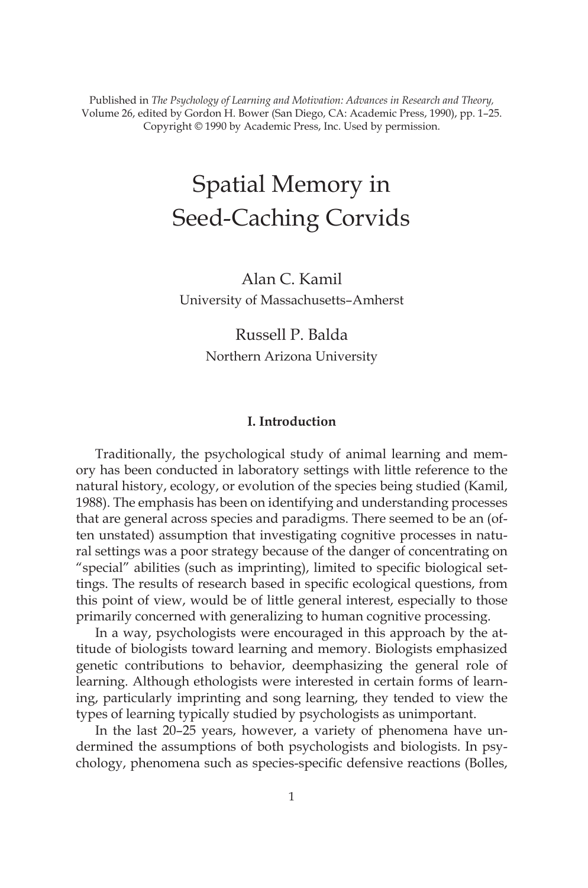Published in *The Psychology of Learning and Motivation: Advances in Research and Theory,* Volume 26, edited by Gordon H. Bower (San Diego, CA: Academic Press, 1990), pp. 1–25. Copyright © 1990 by Academic Press, Inc. Used by permission.

# Spatial Memory in Seed-Caching Corvids

Alan C. Kamil
University of Massachusetts–Amherst

Russell P. Balda
Northern Arizona University

## I. Introduction

Traditionally, the psychological study of animal learning and memory has been conducted in laboratory settings with little reference to the natural history, ecology, or evolution of the species being studied (Kamil, 1988). The emphasis has been on identifying and understanding processes that are general across species and paradigms. There seemed to be an (often unstated) assumption that investigating cognitive processes in natural settings was a poor strategy because of the danger of concentrating on "special" abilities (such as imprinting), limited to specific biological settings. The results of research based in specific ecological questions, from this point of view, would be of little general interest, especially to those primarily concerned with generalizing to human cognitive processing.

In a way, psychologists were encouraged in this approach by the attitude of biologists toward learning and memory. Biologists emphasized genetic contributions to behavior, deemphasizing the general role of learning. Although ethologists were interested in certain forms of learning, particularly imprinting and song learning, they tended to view the types of learning typically studied by psychologists as unimportant.

In the last 20–25 years, however, a variety of phenomena have undermined the assumptions of both psychologists and biologists. In psychology, phenomena such as species-specific defensive reactions (Bolles,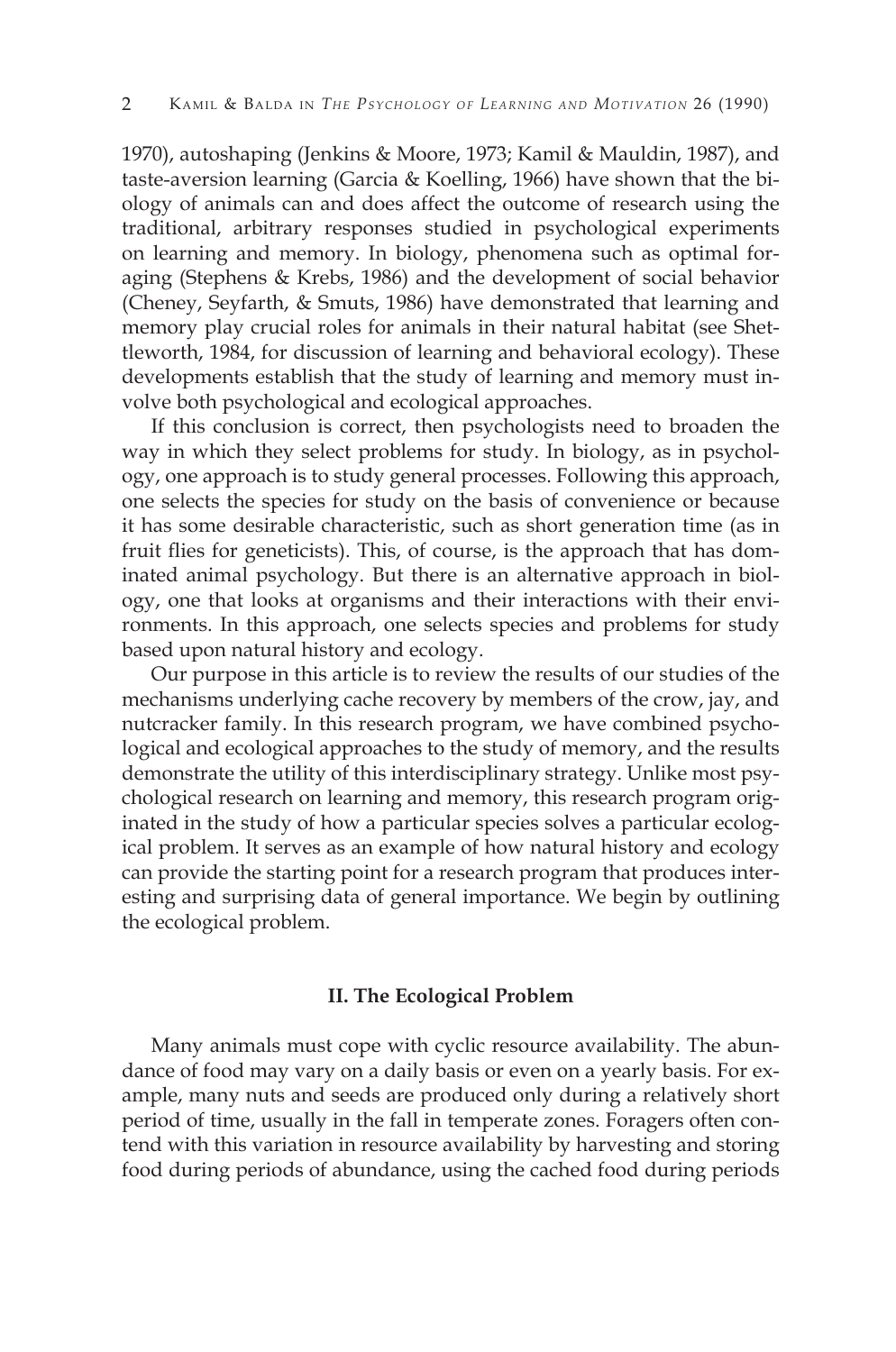1970), autoshaping (Jenkins & Moore, 1973; Kamil & Mauldin, 1987), and taste-aversion learning (Garcia & Koelling, 1966) have shown that the biology of animals can and does affect the outcome of research using the traditional, arbitrary responses studied in psychological experiments on learning and memory. In biology, phenomena such as optimal foraging (Stephens & Krebs, 1986) and the development of social behavior (Cheney, Seyfarth, & Smuts, 1986) have demonstrated that learning and memory play crucial roles for animals in their natural habitat (see Shettleworth, 1984, for discussion of learning and behavioral ecology). These developments establish that the study of learning and memory must involve both psychological and ecological approaches.

If this conclusion is correct, then psychologists need to broaden the way in which they select problems for study. In biology, as in psychology, one approach is to study general processes. Following this approach, one selects the species for study on the basis of convenience or because it has some desirable characteristic, such as short generation time (as in fruit flies for geneticists). This, of course, is the approach that has dominated animal psychology. But there is an alternative approach in biology, one that looks at organisms and their interactions with their environments. In this approach, one selects species and problems for study based upon natural history and ecology.

Our purpose in this article is to review the results of our studies of the mechanisms underlying cache recovery by members of the crow, jay, and nutcracker family. In this research program, we have combined psychological and ecological approaches to the study of memory, and the results demonstrate the utility of this interdisciplinary strategy. Unlike most psychological research on learning and memory, this research program originated in the study of how a particular species solves a particular ecological problem. It serves as an example of how natural history and ecology can provide the starting point for a research program that produces interesting and surprising data of general importance. We begin by outlining the ecological problem.

## II. The Ecological Problem

Many animals must cope with cyclic resource availability. The abundance of food may vary on a daily basis or even on a yearly basis. For example, many nuts and seeds are produced only during a relatively short period of time, usually in the fall in temperate zones. Foragers often contend with this variation in resource availability by harvesting and storing food during periods of abundance, using the cached food during periods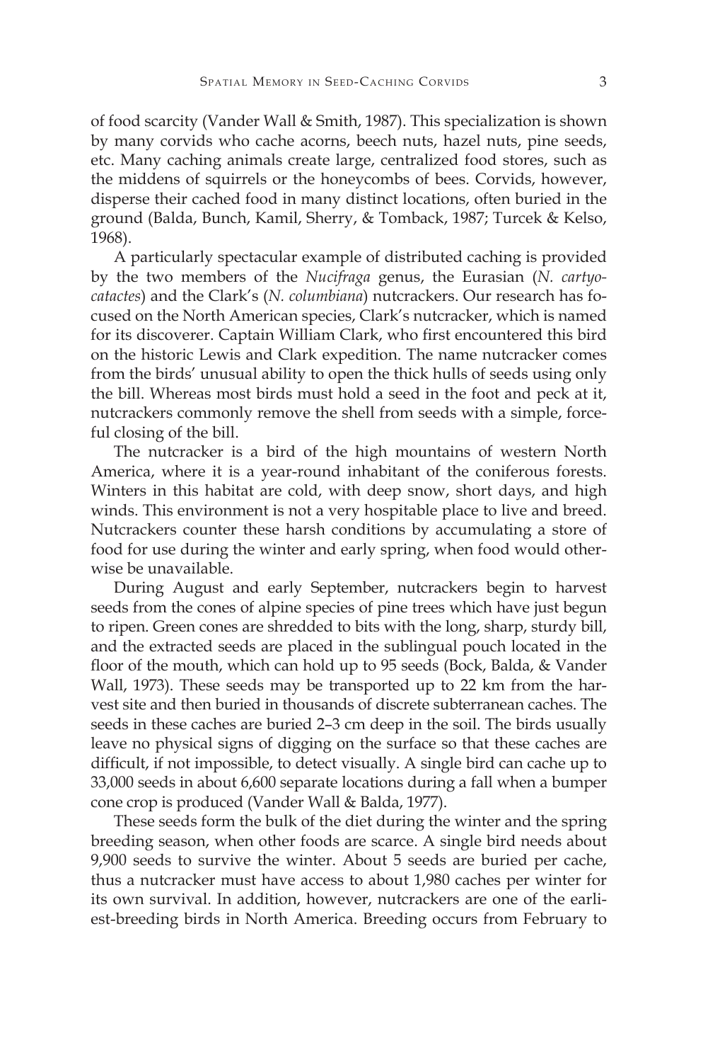of food scarcity (Vander Wall & Smith, 1987). This specialization is shown by many corvids who cache acorns, beech nuts, hazel nuts, pine seeds, etc. Many caching animals create large, centralized food stores, such as the middens of squirrels or the honeycombs of bees. Corvids, however, disperse their cached food in many distinct locations, often buried in the ground (Balda, Bunch, Kamil, Sherry, & Tomback, 1987; Turcek & Kelso, 1968).

A particularly spectacular example of distributed caching is provided by the two members of the *Nucifraga* genus, the Eurasian (*N. cartyocatactes*) and the Clark's (*N. columbiana*) nutcrackers. Our research has focused on the North American species, Clark's nutcracker, which is named for its discoverer. Captain William Clark, who first encountered this bird on the historic Lewis and Clark expedition. The name nutcracker comes from the birds' unusual ability to open the thick hulls of seeds using only the bill. Whereas most birds must hold a seed in the foot and peck at it, nutcrackers commonly remove the shell from seeds with a simple, forceful closing of the bill.

The nutcracker is a bird of the high mountains of western North America, where it is a year-round inhabitant of the coniferous forests. Winters in this habitat are cold, with deep snow, short days, and high winds. This environment is not a very hospitable place to live and breed. Nutcrackers counter these harsh conditions by accumulating a store of food for use during the winter and early spring, when food would otherwise be unavailable.

During August and early September, nutcrackers begin to harvest seeds from the cones of alpine species of pine trees which have just begun to ripen. Green cones are shredded to bits with the long, sharp, sturdy bill, and the extracted seeds are placed in the sublingual pouch located in the floor of the mouth, which can hold up to 95 seeds (Bock, Balda, & Vander Wall, 1973). These seeds may be transported up to 22 km from the harvest site and then buried in thousands of discrete subterranean caches. The seeds in these caches are buried 2–3 cm deep in the soil. The birds usually leave no physical signs of digging on the surface so that these caches are difficult, if not impossible, to detect visually. A single bird can cache up to 33,000 seeds in about 6,600 separate locations during a fall when a bumper cone crop is produced (Vander Wall & Balda, 1977).

These seeds form the bulk of the diet during the winter and the spring breeding season, when other foods are scarce. A single bird needs about 9,900 seeds to survive the winter. About 5 seeds are buried per cache, thus a nutcracker must have access to about 1,980 caches per winter for its own survival. In addition, however, nutcrackers are one of the earliest-breeding birds in North America. Breeding occurs from February to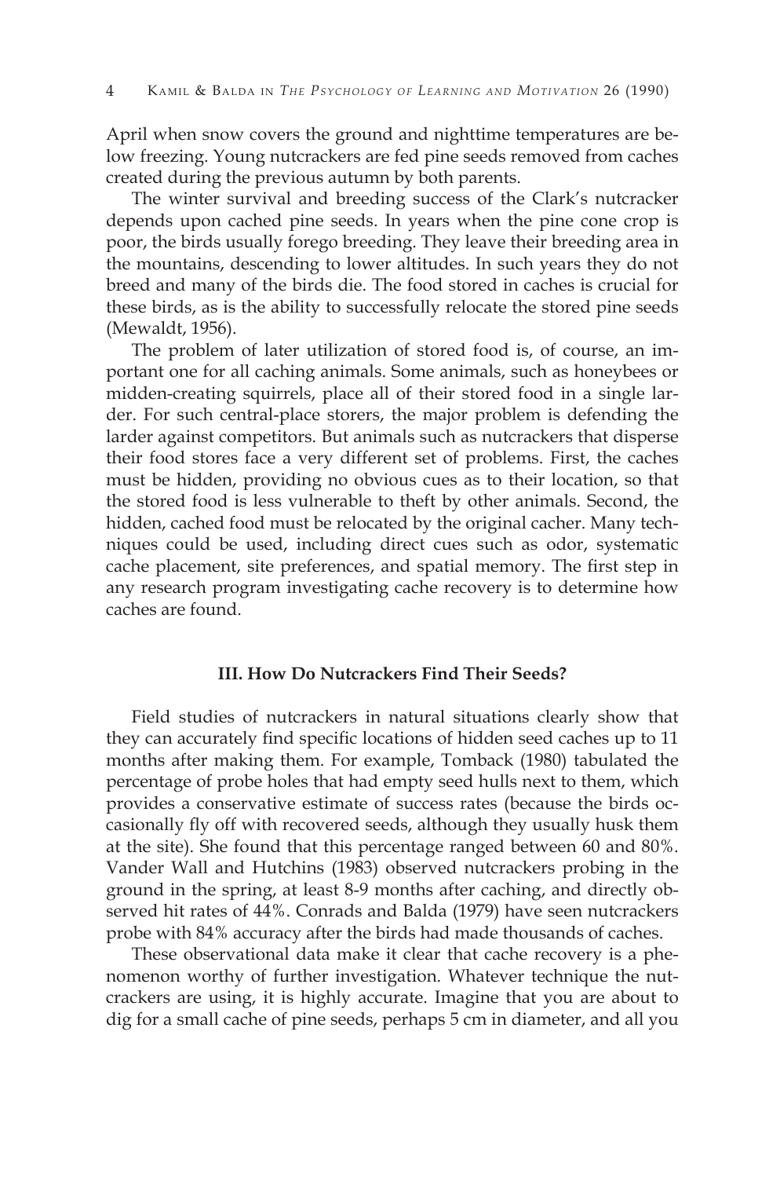April when snow covers the ground and nighttime temperatures are below freezing. Young nutcrackers are fed pine seeds removed from caches created during the previous autumn by both parents.

The winter survival and breeding success of the Clark's nutcracker depends upon cached pine seeds. In years when the pine cone crop is poor, the birds usually forego breeding. They leave their breeding area in the mountains, descending to lower altitudes. In such years they do not breed and many of the birds die. The food stored in caches is crucial for these birds, as is the ability to successfully relocate the stored pine seeds (Mewaldt, 1956).

The problem of later utilization of stored food is, of course, an important one for all caching animals. Some animals, such as honeybees or midden-creating squirrels, place all of their stored food in a single larder. For such central-place storers, the major problem is defending the larder against competitors. But animals such as nutcrackers that disperse their food stores face a very different set of problems. First, the caches must be hidden, providing no obvious cues as to their location, so that the stored food is less vulnerable to theft by other animals. Second, the hidden, cached food must be relocated by the original cacher. Many techniques could be used, including direct cues such as odor, systematic cache placement, site preferences, and spatial memory. The first step in any research program investigating cache recovery is to determine how caches are found.

### III. How Do Nutcrackers Find Their Seeds?

Field studies of nutcrackers in natural situations clearly show that they can accurately find specific locations of hidden seed caches up to 11 months after making them. For example, Tomback (1980) tabulated the percentage of probe holes that had empty seed hulls next to them, which provides a conservative estimate of success rates (because the birds occasionally fly off with recovered seeds, although they usually husk them at the site). She found that this percentage ranged between 60 and 80%. Vander Wall and Hutchins (1983) observed nutcrackers probing in the ground in the spring, at least 8-9 months after caching, and directly observed hit rates of 44%. Conrads and Balda (1979) have seen nutcrackers probe with 84% accuracy after the birds had made thousands of caches.

These observational data make it clear that cache recovery is a phenomenon worthy of further investigation. Whatever technique the nutcrackers are using, it is highly accurate. Imagine that you are about to dig for a small cache of pine seeds, perhaps 5 cm in diameter, and all you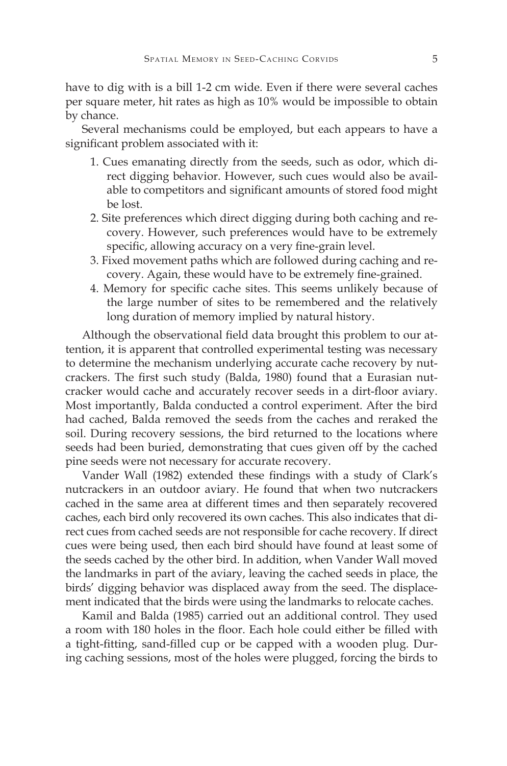have to dig with is a bill 1-2 cm wide. Even if there were several caches per square meter, hit rates as high as 10% would be impossible to obtain by chance.

Several mechanisms could be employed, but each appears to have a significant problem associated with it:

1. Cues emanating directly from the seeds, such as odor, which direct digging behavior. However, such cues would also be available to competitors and significant amounts of stored food might be lost.
2. Site preferences which direct digging during both caching and recovery. However, such preferences would have to be extremely specific, allowing accuracy on a very fine-grain level.
3. Fixed movement paths which are followed during caching and recovery. Again, these would have to be extremely fine-grained.
4. Memory for specific cache sites. This seems unlikely because of the large number of sites to be remembered and the relatively long duration of memory implied by natural history.

Although the observational field data brought this problem to our attention, it is apparent that controlled experimental testing was necessary to determine the mechanism underlying accurate cache recovery by nutcrackers. The first such study (Balda, 1980) found that a Eurasian nutcracker would cache and accurately recover seeds in a dirt-floor aviary. Most importantly, Balda conducted a control experiment. After the bird had cached, Balda removed the seeds from the caches and reraked the soil. During recovery sessions, the bird returned to the locations where seeds had been buried, demonstrating that cues given off by the cached pine seeds were not necessary for accurate recovery.

Vander Wall (1982) extended these findings with a study of Clark's nutcrackers in an outdoor aviary. He found that when two nutcrackers cached in the same area at different times and then separately recovered caches, each bird only recovered its own caches. This also indicates that direct cues from cached seeds are not responsible for cache recovery. If direct cues were being used, then each bird should have found at least some of the seeds cached by the other bird. In addition, when Vander Wall moved the landmarks in part of the aviary, leaving the cached seeds in place, the birds' digging behavior was displaced away from the seed. The displacement indicated that the birds were using the landmarks to relocate caches.

Kamil and Balda (1985) carried out an additional control. They used a room with 180 holes in the floor. Each hole could either be filled with a tight-fitting, sand-filled cup or be capped with a wooden plug. During caching sessions, most of the holes were plugged, forcing the birds to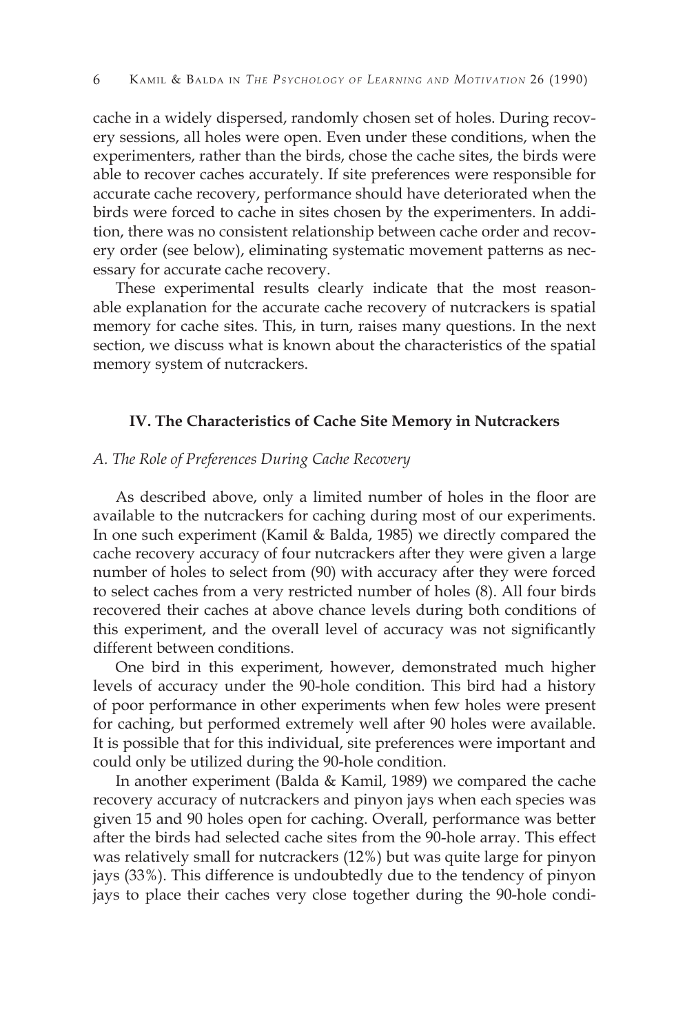cache in a widely dispersed, randomly chosen set of holes. During recovery sessions, all holes were open. Even under these conditions, when the experimenters, rather than the birds, chose the cache sites, the birds were able to recover caches accurately. If site preferences were responsible for accurate cache recovery, performance should have deteriorated when the birds were forced to cache in sites chosen by the experimenters. In addition, there was no consistent relationship between cache order and recovery order (see below), eliminating systematic movement patterns as necessary for accurate cache recovery.

These experimental results clearly indicate that the most reasonable explanation for the accurate cache recovery of nutcrackers is spatial memory for cache sites. This, in turn, raises many questions. In the next section, we discuss what is known about the characteristics of the spatial memory system of nutcrackers.

## IV. The Characteristics of Cache Site Memory in Nutcrackers

### *A. The Role of Preferences During Cache Recovery*

As described above, only a limited number of holes in the floor are available to the nutcrackers for caching during most of our experiments. In one such experiment (Kamil & Balda, 1985) we directly compared the cache recovery accuracy of four nutcrackers after they were given a large number of holes to select from (90) with accuracy after they were forced to select caches from a very restricted number of holes (8). All four birds recovered their caches at above chance levels during both conditions of this experiment, and the overall level of accuracy was not significantly different between conditions.

One bird in this experiment, however, demonstrated much higher levels of accuracy under the 90-hole condition. This bird had a history of poor performance in other experiments when few holes were present for caching, but performed extremely well after 90 holes were available. It is possible that for this individual, site preferences were important and could only be utilized during the 90-hole condition.

In another experiment (Balda & Kamil, 1989) we compared the cache recovery accuracy of nutcrackers and pinyon jays when each species was given 15 and 90 holes open for caching. Overall, performance was better after the birds had selected cache sites from the 90-hole array. This effect was relatively small for nutcrackers (12%) but was quite large for pinyon jays (33%). This difference is undoubtedly due to the tendency of pinyon jays to place their caches very close together during the 90-hole condi-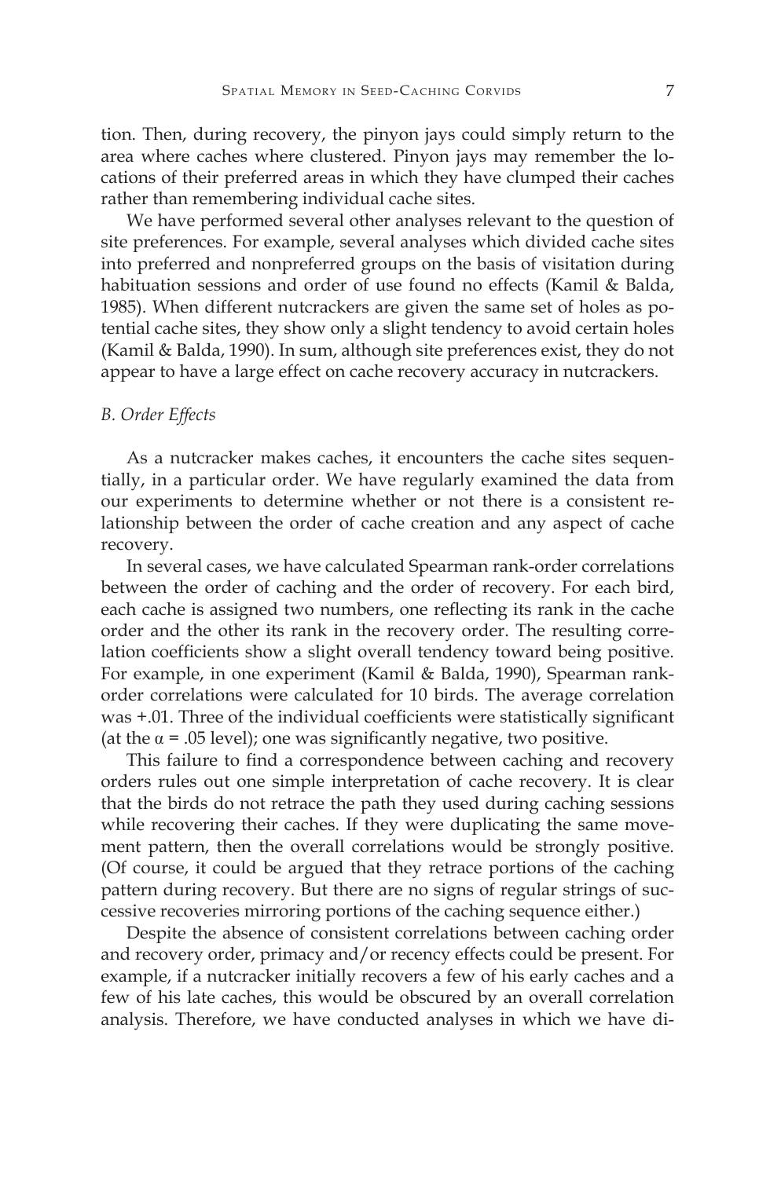tion. Then, during recovery, the pinyon jays could simply return to the area where caches where clustered. Pinyon jays may remember the locations of their preferred areas in which they have clumped their caches rather than remembering individual cache sites.

We have performed several other analyses relevant to the question of site preferences. For example, several analyses which divided cache sites into preferred and nonpreferred groups on the basis of visitation during habituation sessions and order of use found no effects (Kamil & Balda, 1985). When different nutcrackers are given the same set of holes as potential cache sites, they show only a slight tendency to avoid certain holes (Kamil & Balda, 1990). In sum, although site preferences exist, they do not appear to have a large effect on cache recovery accuracy in nutcrackers.

### *B. Order Effects*

As a nutcracker makes caches, it encounters the cache sites sequentially, in a particular order. We have regularly examined the data from our experiments to determine whether or not there is a consistent relationship between the order of cache creation and any aspect of cache recovery.

In several cases, we have calculated Spearman rank-order correlations between the order of caching and the order of recovery. For each bird, each cache is assigned two numbers, one reflecting its rank in the cache order and the other its rank in the recovery order. The resulting correlation coefficients show a slight overall tendency toward being positive. For example, in one experiment (Kamil & Balda, 1990), Spearman rank-order correlations were calculated for 10 birds. The average correlation was +.01. Three of the individual coefficients were statistically significant (at the $\alpha = .05$ level); one was significantly negative, two positive.

This failure to find a correspondence between caching and recovery orders rules out one simple interpretation of cache recovery. It is clear that the birds do not retrace the path they used during caching sessions while recovering their caches. If they were duplicating the same movement pattern, then the overall correlations would be strongly positive. (Of course, it could be argued that they retrace portions of the caching pattern during recovery. But there are no signs of regular strings of successive recoveries mirroring portions of the caching sequence either.)

Despite the absence of consistent correlations between caching order and recovery order, primacy and/or recency effects could be present. For example, if a nutcracker initially recovers a few of his early caches and a few of his late caches, this would be obscured by an overall correlation analysis. Therefore, we have conducted analyses in which we have di-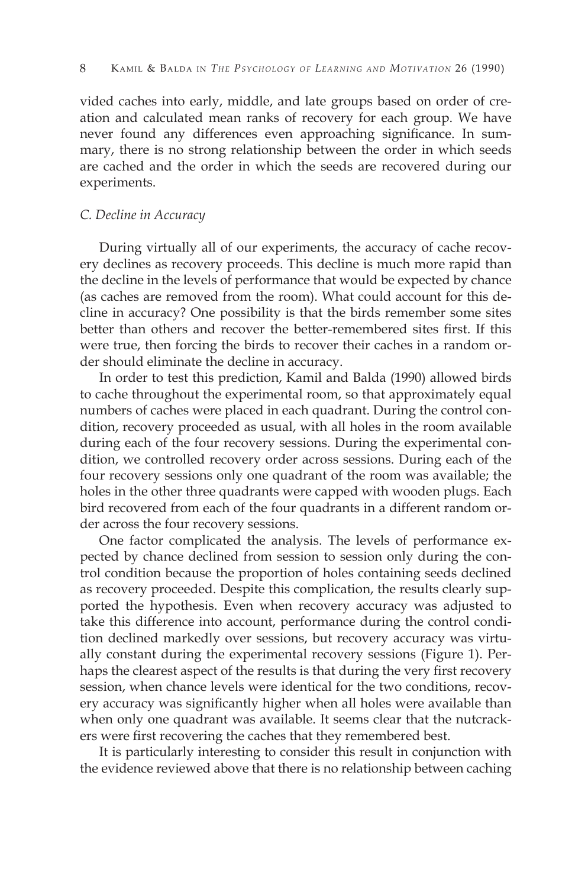vided caches into early, middle, and late groups based on order of creation and calculated mean ranks of recovery for each group. We have never found any differences even approaching significance. In summary, there is no strong relationship between the order in which seeds are cached and the order in which the seeds are recovered during our experiments.

### *C. Decline in Accuracy*

During virtually all of our experiments, the accuracy of cache recovery declines as recovery proceeds. This decline is much more rapid than the decline in the levels of performance that would be expected by chance (as caches are removed from the room). What could account for this decline in accuracy? One possibility is that the birds remember some sites better than others and recover the better-remembered sites first. If this were true, then forcing the birds to recover their caches in a random order should eliminate the decline in accuracy.

In order to test this prediction, Kamil and Balda (1990) allowed birds to cache throughout the experimental room, so that approximately equal numbers of caches were placed in each quadrant. During the control condition, recovery proceeded as usual, with all holes in the room available during each of the four recovery sessions. During the experimental condition, we controlled recovery order across sessions. During each of the four recovery sessions only one quadrant of the room was available; the holes in the other three quadrants were capped with wooden plugs. Each bird recovered from each of the four quadrants in a different random order across the four recovery sessions.

One factor complicated the analysis. The levels of performance expected by chance declined from session to session only during the control condition because the proportion of holes containing seeds declined as recovery proceeded. Despite this complication, the results clearly supported the hypothesis. Even when recovery accuracy was adjusted to take this difference into account, performance during the control condition declined markedly over sessions, but recovery accuracy was virtually constant during the experimental recovery sessions (Figure 1). Perhaps the clearest aspect of the results is that during the very first recovery session, when chance levels were identical for the two conditions, recovery accuracy was significantly higher when all holes were available than when only one quadrant was available. It seems clear that the nutcrackers were first recovering the caches that they remembered best.

It is particularly interesting to consider this result in conjunction with the evidence reviewed above that there is no relationship between caching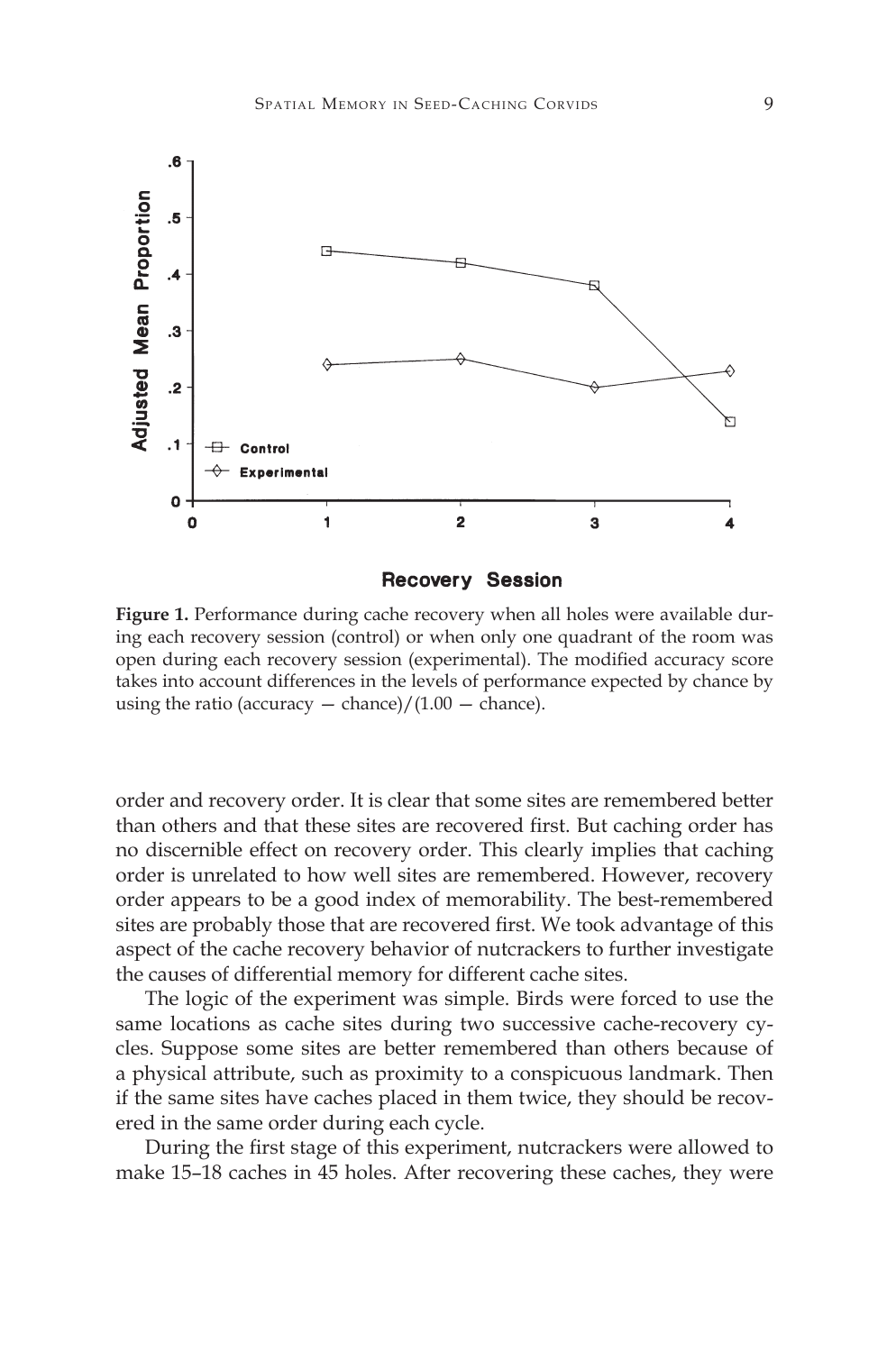**Figure 1.** Performance during cache recovery when all holes were available during each recovery session (control) or when only one quadrant of the room was open during each recovery session (experimental). The modified accuracy score takes into account differences in the levels of performance expected by chance by using the ratio (accuracy − chance)/(1.00 − chance).

order and recovery order. It is clear that some sites are remembered better than others and that these sites are recovered first. But caching order has no discernible effect on recovery order. This clearly implies that caching order is unrelated to how well sites are remembered. However, recovery order appears to be a good index of memorability. The best-remembered sites are probably those that are recovered first. We took advantage of this aspect of the cache recovery behavior of nutcrackers to further investigate the causes of differential memory for different cache sites.

The logic of the experiment was simple. Birds were forced to use the same locations as cache sites during two successive cache-recovery cycles. Suppose some sites are better remembered than others because of a physical attribute, such as proximity to a conspicuous landmark. Then if the same sites have caches placed in them twice, they should be recovered in the same order during each cycle.

During the first stage of this experiment, nutcrackers were allowed to make 15–18 caches in 45 holes. After recovering these caches, they were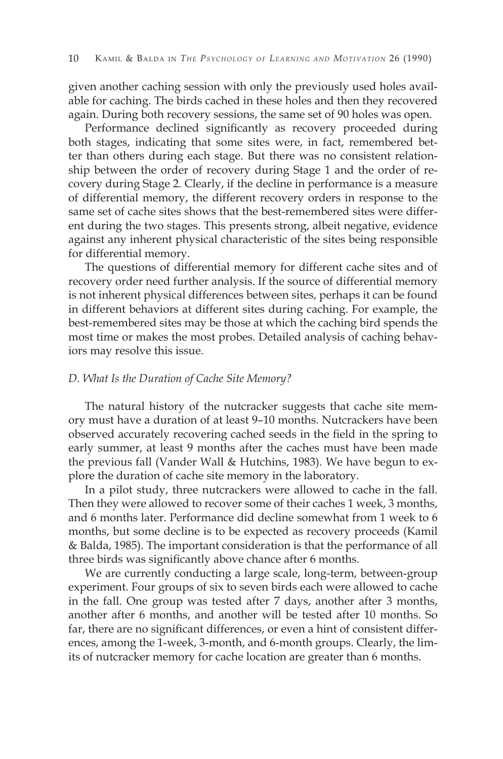given another caching session with only the previously used holes available for caching. The birds cached in these holes and then they recovered again. During both recovery sessions, the same set of 90 holes was open.

Performance declined significantly as recovery proceeded during both stages, indicating that some sites were, in fact, remembered better than others during each stage. But there was no consistent relationship between the order of recovery during Stage 1 and the order of recovery during Stage 2. Clearly, if the decline in performance is a measure of differential memory, the different recovery orders in response to the same set of cache sites shows that the best-remembered sites were different during the two stages. This presents strong, albeit negative, evidence against any inherent physical characteristic of the sites being responsible for differential memory.

The questions of differential memory for different cache sites and of recovery order need further analysis. If the source of differential memory is not inherent physical differences between sites, perhaps it can be found in different behaviors at different sites during caching. For example, the best-remembered sites may be those at which the caching bird spends the most time or makes the most probes. Detailed analysis of caching behaviors may resolve this issue.

### *D. What Is the Duration of Cache Site Memory?*

The natural history of the nutcracker suggests that cache site memory must have a duration of at least 9–10 months. Nutcrackers have been observed accurately recovering cached seeds in the field in the spring to early summer, at least 9 months after the caches must have been made the previous fall (Vander Wall & Hutchins, 1983). We have begun to explore the duration of cache site memory in the laboratory.

In a pilot study, three nutcrackers were allowed to cache in the fall. Then they were allowed to recover some of their caches 1 week, 3 months, and 6 months later. Performance did decline somewhat from 1 week to 6 months, but some decline is to be expected as recovery proceeds (Kamil & Balda, 1985). The important consideration is that the performance of all three birds was significantly above chance after 6 months.

We are currently conducting a large scale, long-term, between-group experiment. Four groups of six to seven birds each were allowed to cache in the fall. One group was tested after 7 days, another after 3 months, another after 6 months, and another will be tested after 10 months. So far, there are no significant differences, or even a hint of consistent differences, among the 1-week, 3-month, and 6-month groups. Clearly, the limits of nutcracker memory for cache location are greater than 6 months.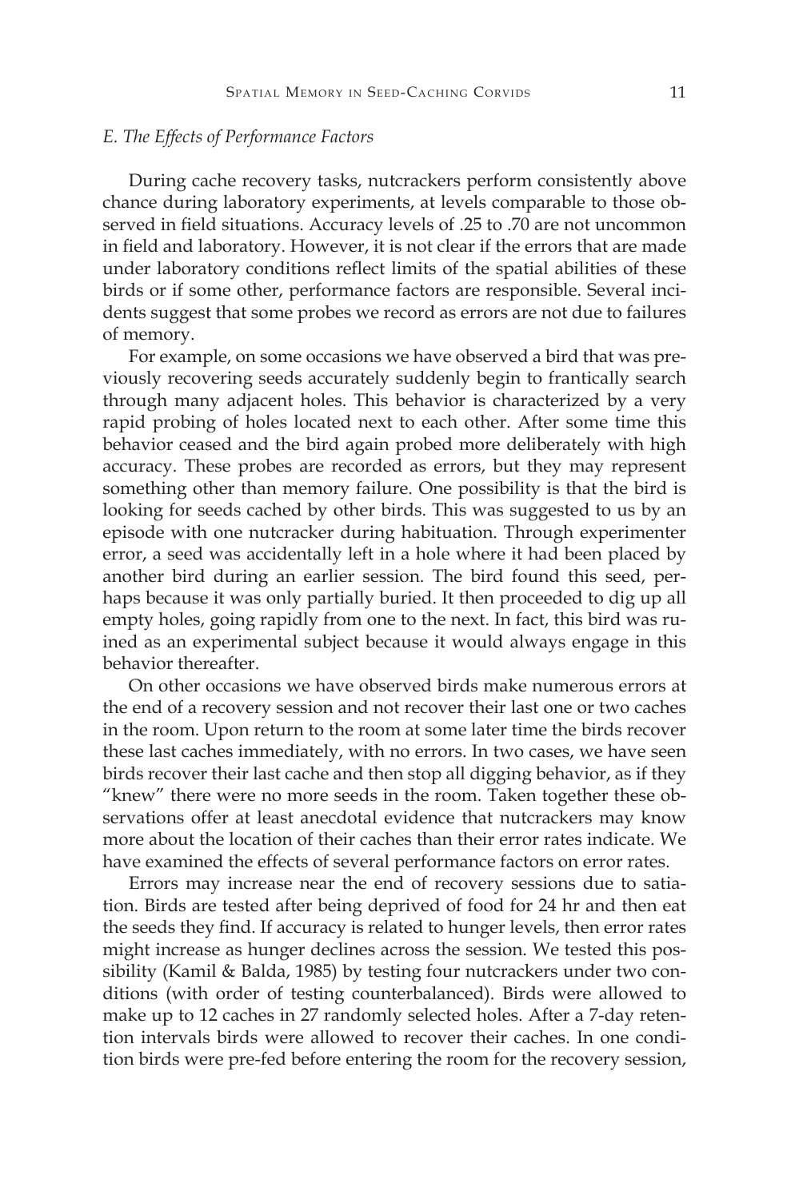### *E. The Effects of Performance Factors*

During cache recovery tasks, nutcrackers perform consistently above chance during laboratory experiments, at levels comparable to those observed in field situations. Accuracy levels of .25 to .70 are not uncommon in field and laboratory. However, it is not clear if the errors that are made under laboratory conditions reflect limits of the spatial abilities of these birds or if some other, performance factors are responsible. Several incidents suggest that some probes we record as errors are not due to failures of memory.

For example, on some occasions we have observed a bird that was previously recovering seeds accurately suddenly begin to frantically search through many adjacent holes. This behavior is characterized by a very rapid probing of holes located next to each other. After some time this behavior ceased and the bird again probed more deliberately with high accuracy. These probes are recorded as errors, but they may represent something other than memory failure. One possibility is that the bird is looking for seeds cached by other birds. This was suggested to us by an episode with one nutcracker during habituation. Through experimenter error, a seed was accidentally left in a hole where it had been placed by another bird during an earlier session. The bird found this seed, perhaps because it was only partially buried. It then proceeded to dig up all empty holes, going rapidly from one to the next. In fact, this bird was ruined as an experimental subject because it would always engage in this behavior thereafter.

On other occasions we have observed birds make numerous errors at the end of a recovery session and not recover their last one or two caches in the room. Upon return to the room at some later time the birds recover these last caches immediately, with no errors. In two cases, we have seen birds recover their last cache and then stop all digging behavior, as if they "knew" there were no more seeds in the room. Taken together these observations offer at least anecdotal evidence that nutcrackers may know more about the location of their caches than their error rates indicate. We have examined the effects of several performance factors on error rates.

Errors may increase near the end of recovery sessions due to satiation. Birds are tested after being deprived of food for 24 hr and then eat the seeds they find. If accuracy is related to hunger levels, then error rates might increase as hunger declines across the session. We tested this possibility (Kamil & Balda, 1985) by testing four nutcrackers under two conditions (with order of testing counterbalanced). Birds were allowed to make up to 12 caches in 27 randomly selected holes. After a 7-day retention intervals birds were allowed to recover their caches. In one condition birds were pre-fed before entering the room for the recovery session,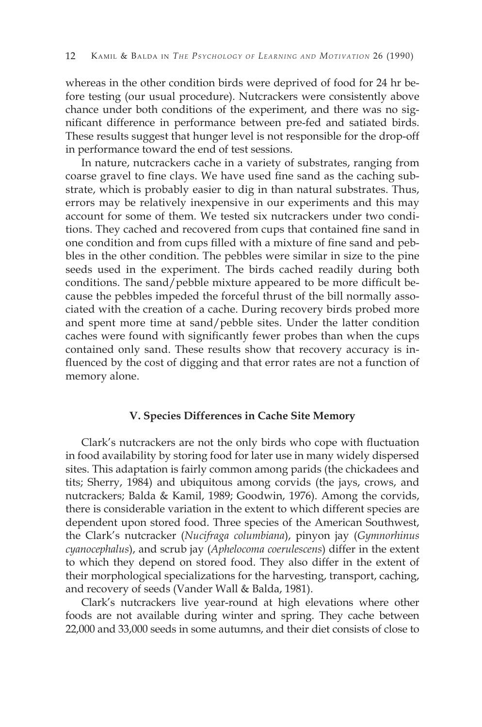whereas in the other condition birds were deprived of food for 24 hr before testing (our usual procedure). Nutcrackers were consistently above chance under both conditions of the experiment, and there was no significant difference in performance between pre-fed and satiated birds. These results suggest that hunger level is not responsible for the drop-off in performance toward the end of test sessions.

In nature, nutcrackers cache in a variety of substrates, ranging from coarse gravel to fine clays. We have used fine sand as the caching substrate, which is probably easier to dig in than natural substrates. Thus, errors may be relatively inexpensive in our experiments and this may account for some of them. We tested six nutcrackers under two conditions. They cached and recovered from cups that contained fine sand in one condition and from cups filled with a mixture of fine sand and pebbles in the other condition. The pebbles were similar in size to the pine seeds used in the experiment. The birds cached readily during both conditions. The sand/pebble mixture appeared to be more difficult because the pebbles impeded the forceful thrust of the bill normally associated with the creation of a cache. During recovery birds probed more and spent more time at sand/pebble sites. Under the latter condition caches were found with significantly fewer probes than when the cups contained only sand. These results show that recovery accuracy is influenced by the cost of digging and that error rates are not a function of memory alone.

## V. Species Differences in Cache Site Memory

Clark's nutcrackers are not the only birds who cope with fluctuation in food availability by storing food for later use in many widely dispersed sites. This adaptation is fairly common among parids (the chickadees and tits; Sherry, 1984) and ubiquitous among corvids (the jays, crows, and nutcrackers; Balda & Kamil, 1989; Goodwin, 1976). Among the corvids, there is considerable variation in the extent to which different species are dependent upon stored food. Three species of the American Southwest, the Clark's nutcracker (*Nucifraga columbiana*), pinyon jay (*Gymnorhinus cyanocephalus*), and scrub jay (*Aphelocoma coerulescens*) differ in the extent to which they depend on stored food. They also differ in the extent of their morphological specializations for the harvesting, transport, caching, and recovery of seeds (Vander Wall & Balda, 1981).

Clark's nutcrackers live year-round at high elevations where other foods are not available during winter and spring. They cache between 22,000 and 33,000 seeds in some autumns, and their diet consists of close to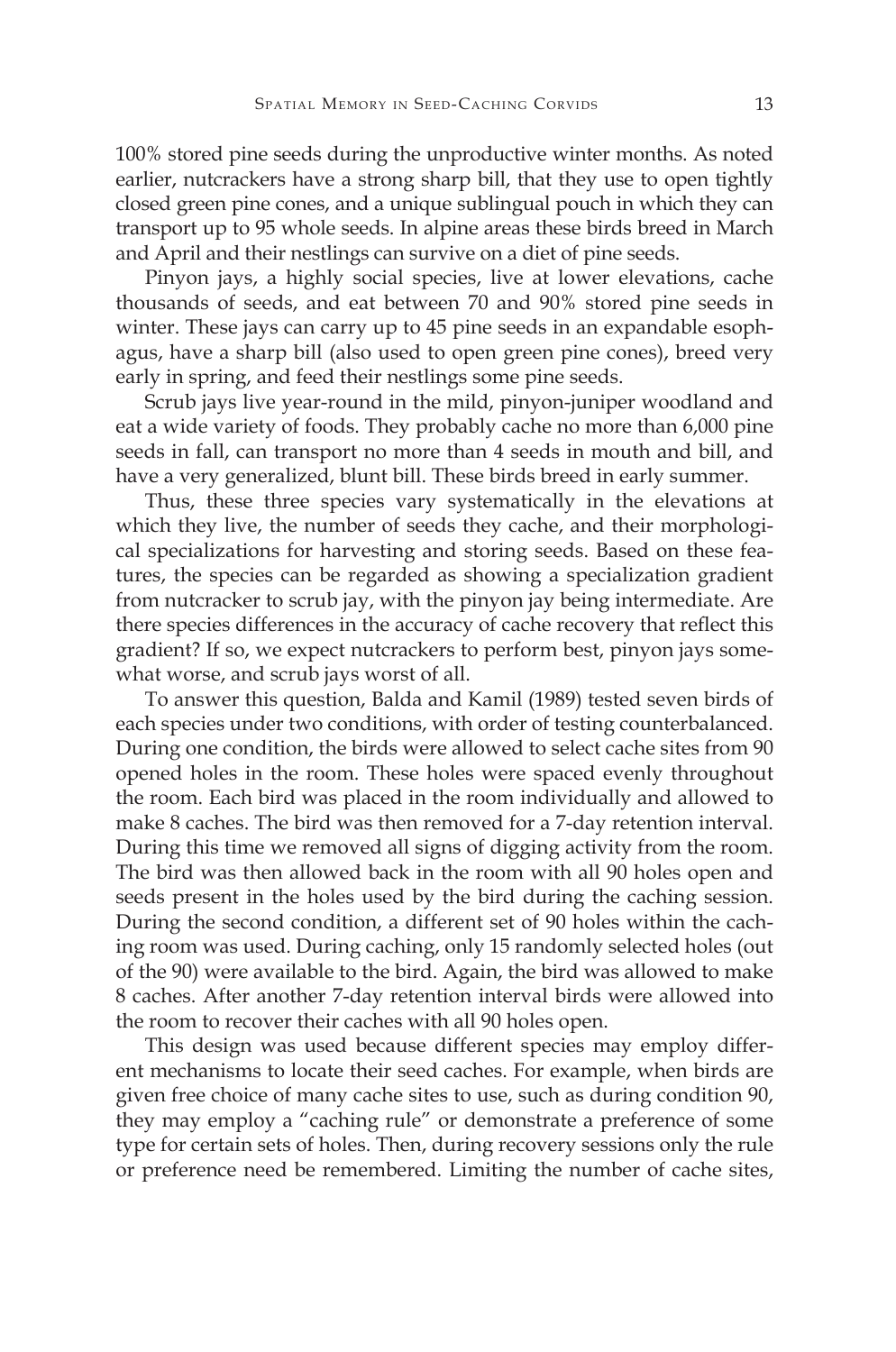100% stored pine seeds during the unproductive winter months. As noted earlier, nutcrackers have a strong sharp bill, that they use to open tightly closed green pine cones, and a unique sublingual pouch in which they can transport up to 95 whole seeds. In alpine areas these birds breed in March and April and their nestlings can survive on a diet of pine seeds.

Pinyon jays, a highly social species, live at lower elevations, cache thousands of seeds, and eat between 70 and 90% stored pine seeds in winter. These jays can carry up to 45 pine seeds in an expandable esophagus, have a sharp bill (also used to open green pine cones), breed very early in spring, and feed their nestlings some pine seeds.

Scrub jays live year-round in the mild, pinyon-juniper woodland and eat a wide variety of foods. They probably cache no more than 6,000 pine seeds in fall, can transport no more than 4 seeds in mouth and bill, and have a very generalized, blunt bill. These birds breed in early summer.

Thus, these three species vary systematically in the elevations at which they live, the number of seeds they cache, and their morphological specializations for harvesting and storing seeds. Based on these features, the species can be regarded as showing a specialization gradient from nutcracker to scrub jay, with the pinyon jay being intermediate. Are there species differences in the accuracy of cache recovery that reflect this gradient? If so, we expect nutcrackers to perform best, pinyon jays somewhat worse, and scrub jays worst of all.

To answer this question, Balda and Kamil (1989) tested seven birds of each species under two conditions, with order of testing counterbalanced. During one condition, the birds were allowed to select cache sites from 90 opened holes in the room. These holes were spaced evenly throughout the room. Each bird was placed in the room individually and allowed to make 8 caches. The bird was then removed for a 7-day retention interval. During this time we removed all signs of digging activity from the room. The bird was then allowed back in the room with all 90 holes open and seeds present in the holes used by the bird during the caching session. During the second condition, a different set of 90 holes within the caching room was used. During caching, only 15 randomly selected holes (out of the 90) were available to the bird. Again, the bird was allowed to make 8 caches. After another 7-day retention interval birds were allowed into the room to recover their caches with all 90 holes open.

This design was used because different species may employ different mechanisms to locate their seed caches. For example, when birds are given free choice of many cache sites to use, such as during condition 90, they may employ a "caching rule" or demonstrate a preference of some type for certain sets of holes. Then, during recovery sessions only the rule or preference need be remembered. Limiting the number of cache sites,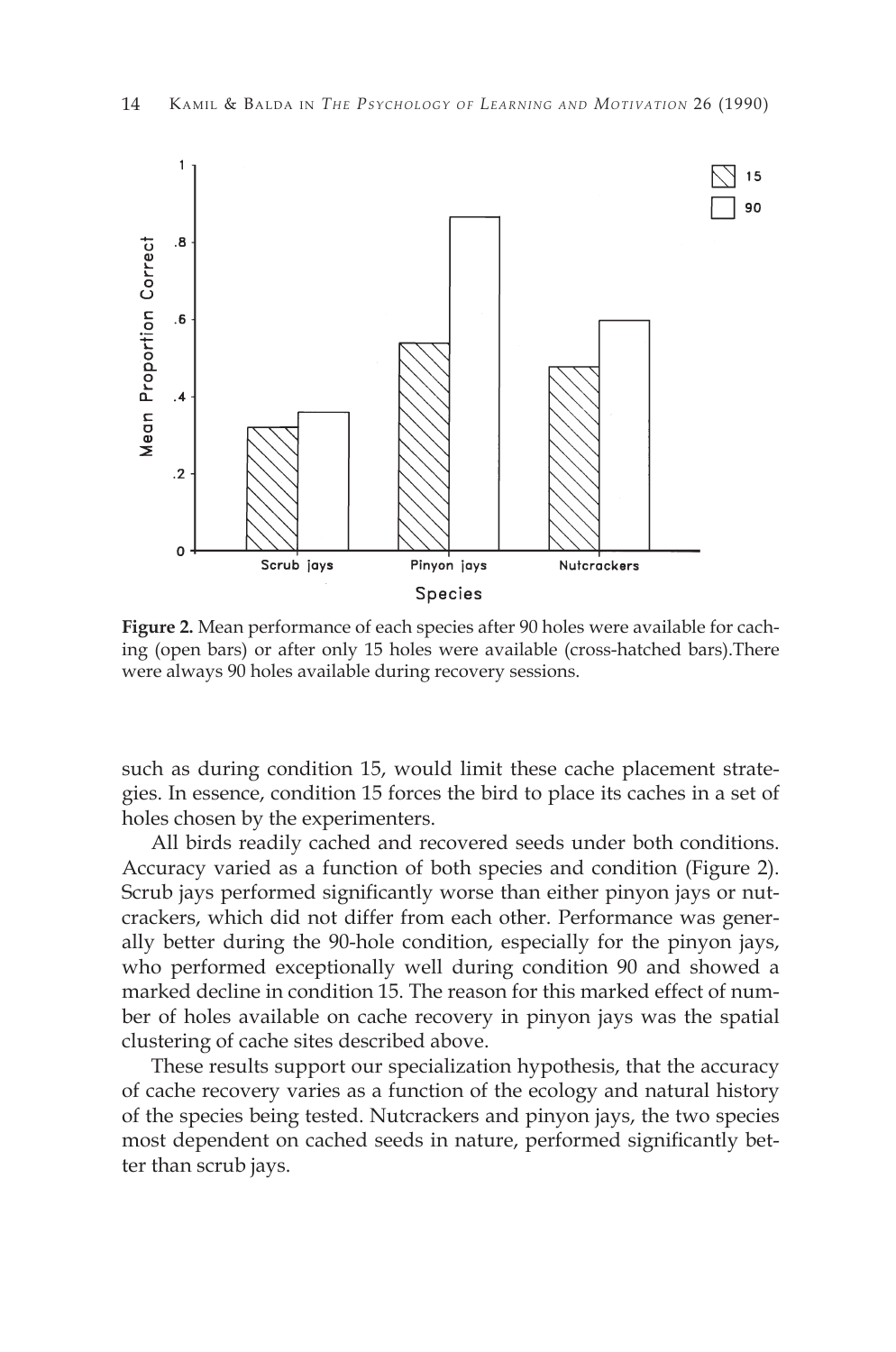**Figure 2.** Mean performance of each species after 90 holes were available for caching (open bars) or after only 15 holes were available (cross-hatched bars).There were always 90 holes available during recovery sessions.

such as during condition 15, would limit these cache placement strategies. In essence, condition 15 forces the bird to place its caches in a set of holes chosen by the experimenters.

All birds readily cached and recovered seeds under both conditions. Accuracy varied as a function of both species and condition (Figure 2). Scrub jays performed significantly worse than either pinyon jays or nutcrackers, which did not differ from each other. Performance was generally better during the 90-hole condition, especially for the pinyon jays, who performed exceptionally well during condition 90 and showed a marked decline in condition 15. The reason for this marked effect of number of holes available on cache recovery in pinyon jays was the spatial clustering of cache sites described above.

These results support our specialization hypothesis, that the accuracy of cache recovery varies as a function of the ecology and natural history of the species being tested. Nutcrackers and pinyon jays, the two species most dependent on cached seeds in nature, performed significantly better than scrub jays.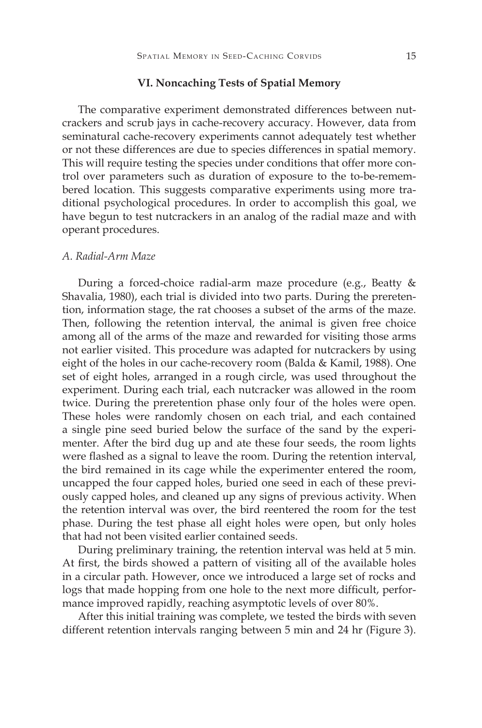## VI. Noncaching Tests of Spatial Memory

The comparative experiment demonstrated differences between nutcrackers and scrub jays in cache-recovery accuracy. However, data from seminatural cache-recovery experiments cannot adequately test whether or not these differences are due to species differences in spatial memory. This will require testing the species under conditions that offer more control over parameters such as duration of exposure to the to-be-remembered location. This suggests comparative experiments using more traditional psychological procedures. In order to accomplish this goal, we have begun to test nutcrackers in an analog of the radial maze and with operant procedures.

### *A. Radial-Arm Maze*

During a forced-choice radial-arm maze procedure (e.g., Beatty & Shavalia, 1980), each trial is divided into two parts. During the preretention, information stage, the rat chooses a subset of the arms of the maze. Then, following the retention interval, the animal is given free choice among all of the arms of the maze and rewarded for visiting those arms not earlier visited. This procedure was adapted for nutcrackers by using eight of the holes in our cache-recovery room (Balda & Kamil, 1988). One set of eight holes, arranged in a rough circle, was used throughout the experiment. During each trial, each nutcracker was allowed in the room twice. During the preretention phase only four of the holes were open. These holes were randomly chosen on each trial, and each contained a single pine seed buried below the surface of the sand by the experimenter. After the bird dug up and ate these four seeds, the room lights were flashed as a signal to leave the room. During the retention interval, the bird remained in its cage while the experimenter entered the room, uncapped the four capped holes, buried one seed in each of these previously capped holes, and cleaned up any signs of previous activity. When the retention interval was over, the bird reentered the room for the test phase. During the test phase all eight holes were open, but only holes that had not been visited earlier contained seeds.

During preliminary training, the retention interval was held at 5 min. At first, the birds showed a pattern of visiting all of the available holes in a circular path. However, once we introduced a large set of rocks and logs that made hopping from one hole to the next more difficult, performance improved rapidly, reaching asymptotic levels of over 80%.

After this initial training was complete, we tested the birds with seven different retention intervals ranging between 5 min and 24 hr (Figure 3).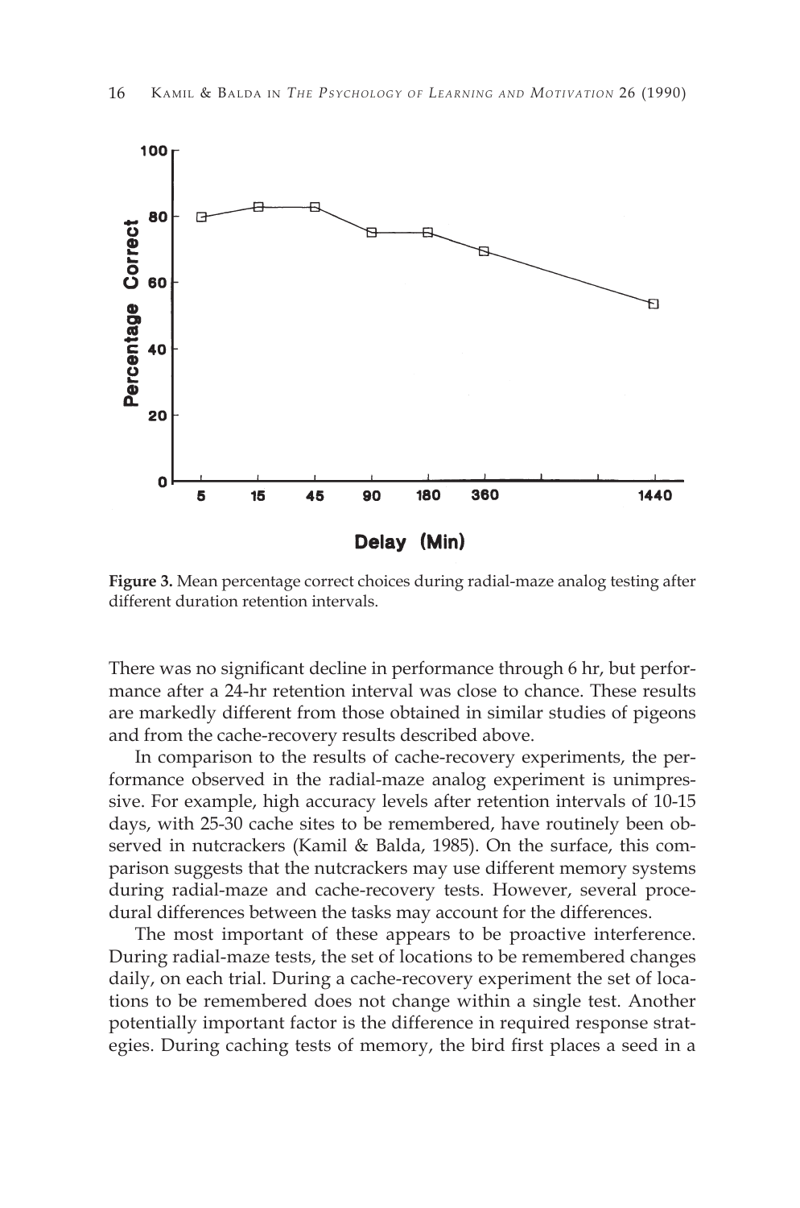**Figure 3.** Mean percentage correct choices during radial-maze analog testing after different duration retention intervals.

There was no significant decline in performance through 6 hr, but performance after a 24-hr retention interval was close to chance. These results are markedly different from those obtained in similar studies of pigeons and from the cache-recovery results described above.

In comparison to the results of cache-recovery experiments, the performance observed in the radial-maze analog experiment is unimpressive. For example, high accuracy levels after retention intervals of 10-15 days, with 25-30 cache sites to be remembered, have routinely been observed in nutcrackers (Kamil & Balda, 1985). On the surface, this comparison suggests that the nutcrackers may use different memory systems during radial-maze and cache-recovery tests. However, several procedural differences between the tasks may account for the differences.

The most important of these appears to be proactive interference. During radial-maze tests, the set of locations to be remembered changes daily, on each trial. During a cache-recovery experiment the set of locations to be remembered does not change within a single test. Another potentially important factor is the difference in required response strategies. During caching tests of memory, the bird first places a seed in a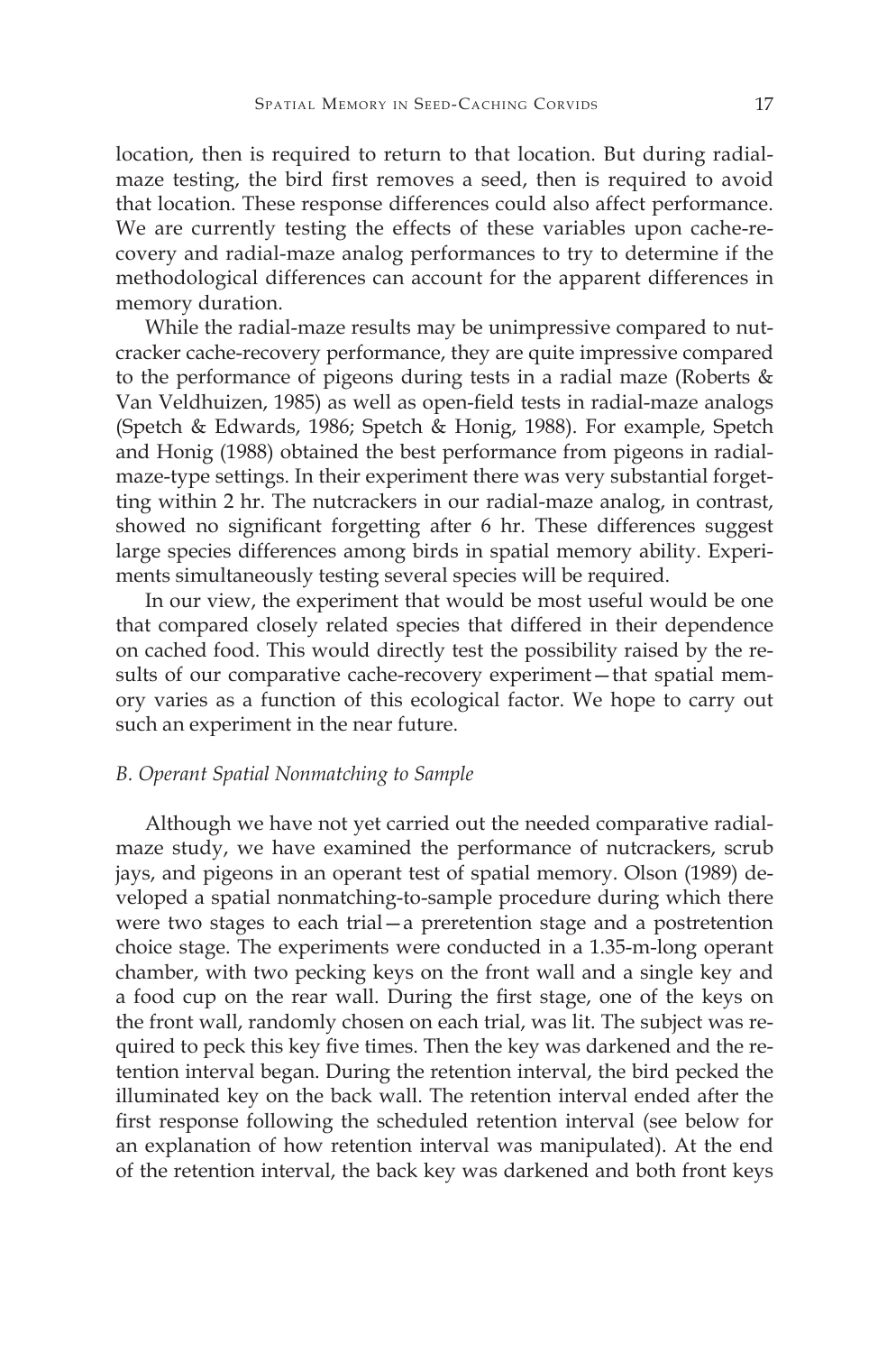location, then is required to return to that location. But during radial-maze testing, the bird first removes a seed, then is required to avoid that location. These response differences could also affect performance. We are currently testing the effects of these variables upon cache-recovery and radial-maze analog performances to try to determine if the methodological differences can account for the apparent differences in memory duration.

While the radial-maze results may be unimpressive compared to nutcracker cache-recovery performance, they are quite impressive compared to the performance of pigeons during tests in a radial maze (Roberts & Van Veldhuizen, 1985) as well as open-field tests in radial-maze analogs (Spetch & Edwards, 1986; Spetch & Honig, 1988). For example, Spetch and Honig (1988) obtained the best performance from pigeons in radial-maze-type settings. In their experiment there was very substantial forgetting within 2 hr. The nutcrackers in our radial-maze analog, in contrast, showed no significant forgetting after 6 hr. These differences suggest large species differences among birds in spatial memory ability. Experiments simultaneously testing several species will be required.

In our view, the experiment that would be most useful would be one that compared closely related species that differed in their dependence on cached food. This would directly test the possibility raised by the results of our comparative cache-recovery experiment—that spatial memory varies as a function of this ecological factor. We hope to carry out such an experiment in the near future.

### *B. Operant Spatial Nonmatching to Sample*

Although we have not yet carried out the needed comparative radial-maze study, we have examined the performance of nutcrackers, scrub jays, and pigeons in an operant test of spatial memory. Olson (1989) developed a spatial nonmatching-to-sample procedure during which there were two stages to each trial—a preretention stage and a postretention choice stage. The experiments were conducted in a 1.35-m-long operant chamber, with two pecking keys on the front wall and a single key and a food cup on the rear wall. During the first stage, one of the keys on the front wall, randomly chosen on each trial, was lit. The subject was required to peck this key five times. Then the key was darkened and the retention interval began. During the retention interval, the bird pecked the illuminated key on the back wall. The retention interval ended after the first response following the scheduled retention interval (see below for an explanation of how retention interval was manipulated). At the end of the retention interval, the back key was darkened and both front keys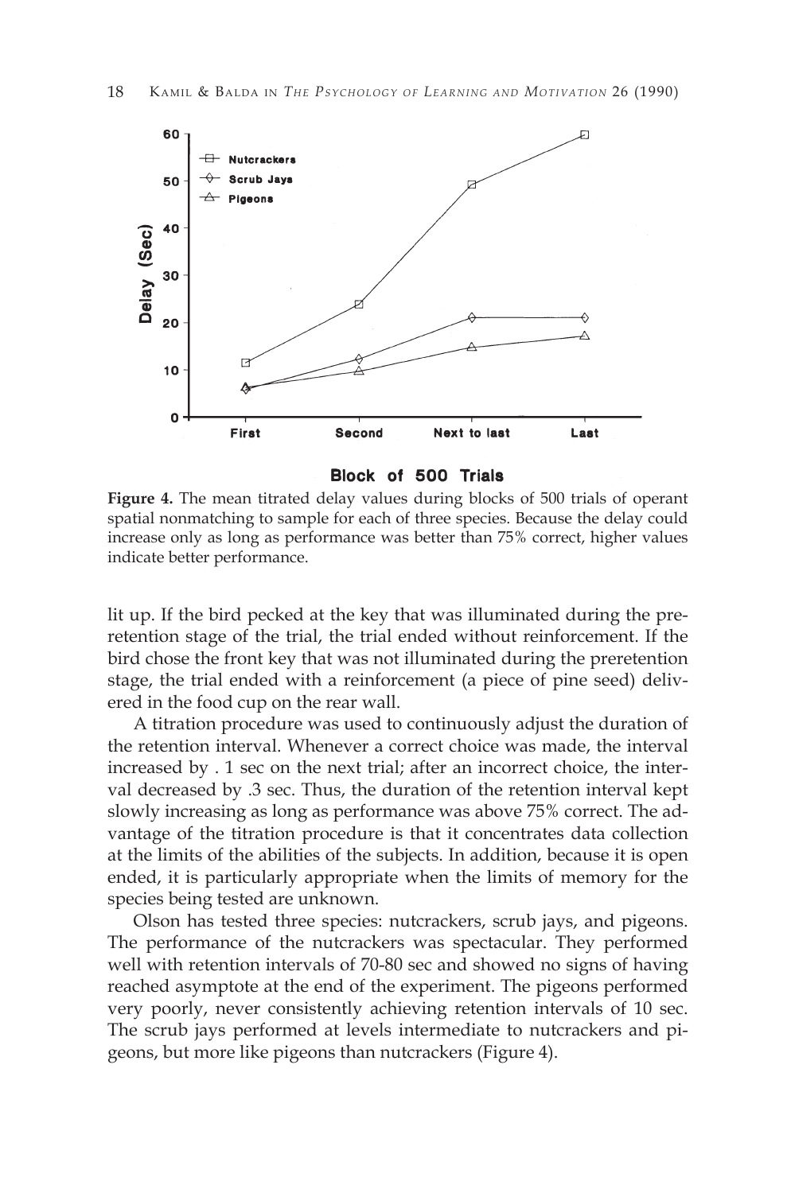**Figure 4.** The mean titrated delay values during blocks of 500 trials of operant spatial nonmatching to sample for each of three species. Because the delay could increase only as long as performance was better than 75% correct, higher values indicate better performance.

lit up. If the bird pecked at the key that was illuminated during the preretention stage of the trial, the trial ended without reinforcement. If the bird chose the front key that was not illuminated during the preretention stage, the trial ended with a reinforcement (a piece of pine seed) delivered in the food cup on the rear wall.

A titration procedure was used to continuously adjust the duration of the retention interval. Whenever a correct choice was made, the interval increased by . 1 sec on the next trial; after an incorrect choice, the interval decreased by .3 sec. Thus, the duration of the retention interval kept slowly increasing as long as performance was above 75% correct. The advantage of the titration procedure is that it concentrates data collection at the limits of the abilities of the subjects. In addition, because it is open ended, it is particularly appropriate when the limits of memory for the species being tested are unknown.

Olson has tested three species: nutcrackers, scrub jays, and pigeons. The performance of the nutcrackers was spectacular. They performed well with retention intervals of 70-80 sec and showed no signs of having reached asymptote at the end of the experiment. The pigeons performed very poorly, never consistently achieving retention intervals of 10 sec. The scrub jays performed at levels intermediate to nutcrackers and pigeons, but more like pigeons than nutcrackers (Figure 4).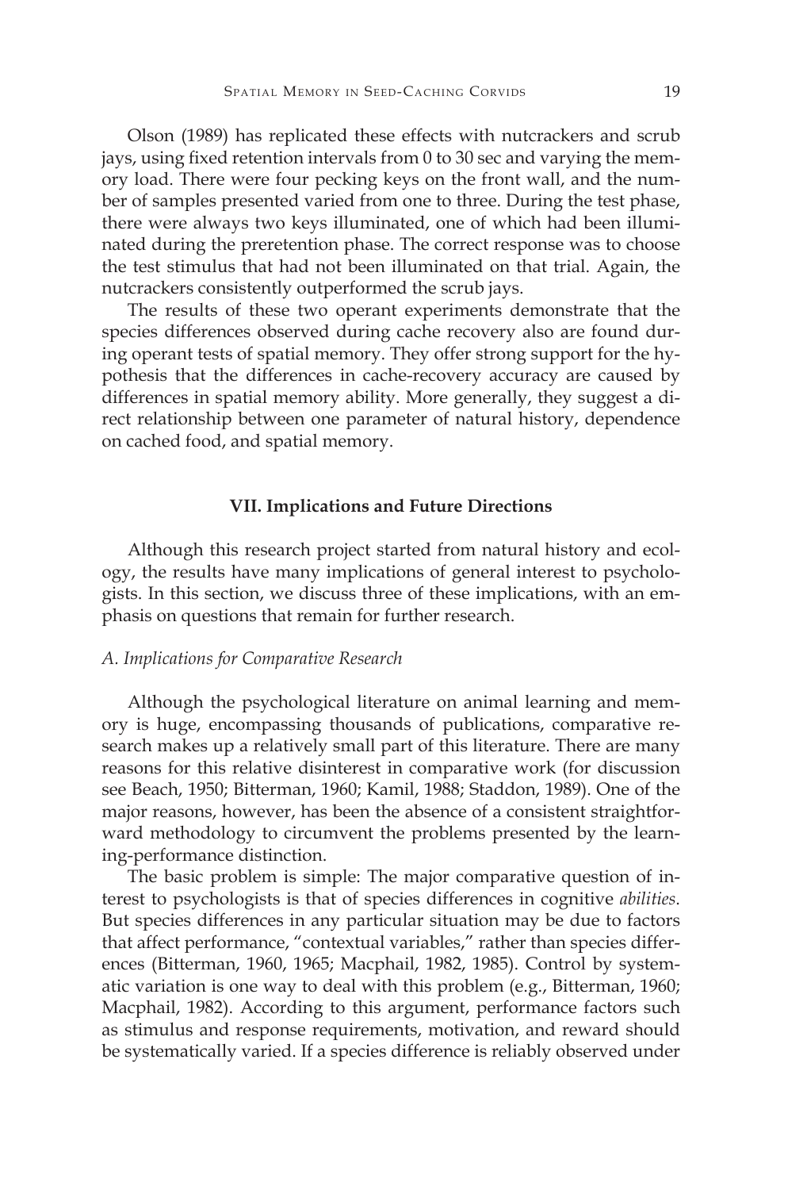Olson (1989) has replicated these effects with nutcrackers and scrub jays, using fixed retention intervals from 0 to 30 sec and varying the memory load. There were four pecking keys on the front wall, and the number of samples presented varied from one to three. During the test phase, there were always two keys illuminated, one of which had been illuminated during the preretention phase. The correct response was to choose the test stimulus that had not been illuminated on that trial. Again, the nutcrackers consistently outperformed the scrub jays.

The results of these two operant experiments demonstrate that the species differences observed during cache recovery also are found during operant tests of spatial memory. They offer strong support for the hypothesis that the differences in cache-recovery accuracy are caused by differences in spatial memory ability. More generally, they suggest a direct relationship between one parameter of natural history, dependence on cached food, and spatial memory.

## VII. Implications and Future Directions

Although this research project started from natural history and ecology, the results have many implications of general interest to psychologists. In this section, we discuss three of these implications, with an emphasis on questions that remain for further research.

### *A. Implications for Comparative Research*

Although the psychological literature on animal learning and memory is huge, encompassing thousands of publications, comparative research makes up a relatively small part of this literature. There are many reasons for this relative disinterest in comparative work (for discussion see Beach, 1950; Bitterman, 1960; Kamil, 1988; Staddon, 1989). One of the major reasons, however, has been the absence of a consistent straightforward methodology to circumvent the problems presented by the learning-performance distinction.

The basic problem is simple: The major comparative question of interest to psychologists is that of species differences in cognitive *abilities*. But species differences in any particular situation may be due to factors that affect performance, "contextual variables," rather than species differences (Bitterman, 1960, 1965; Macphail, 1982, 1985). Control by systematic variation is one way to deal with this problem (e.g., Bitterman, 1960; Macphail, 1982). According to this argument, performance factors such as stimulus and response requirements, motivation, and reward should be systematically varied. If a species difference is reliably observed under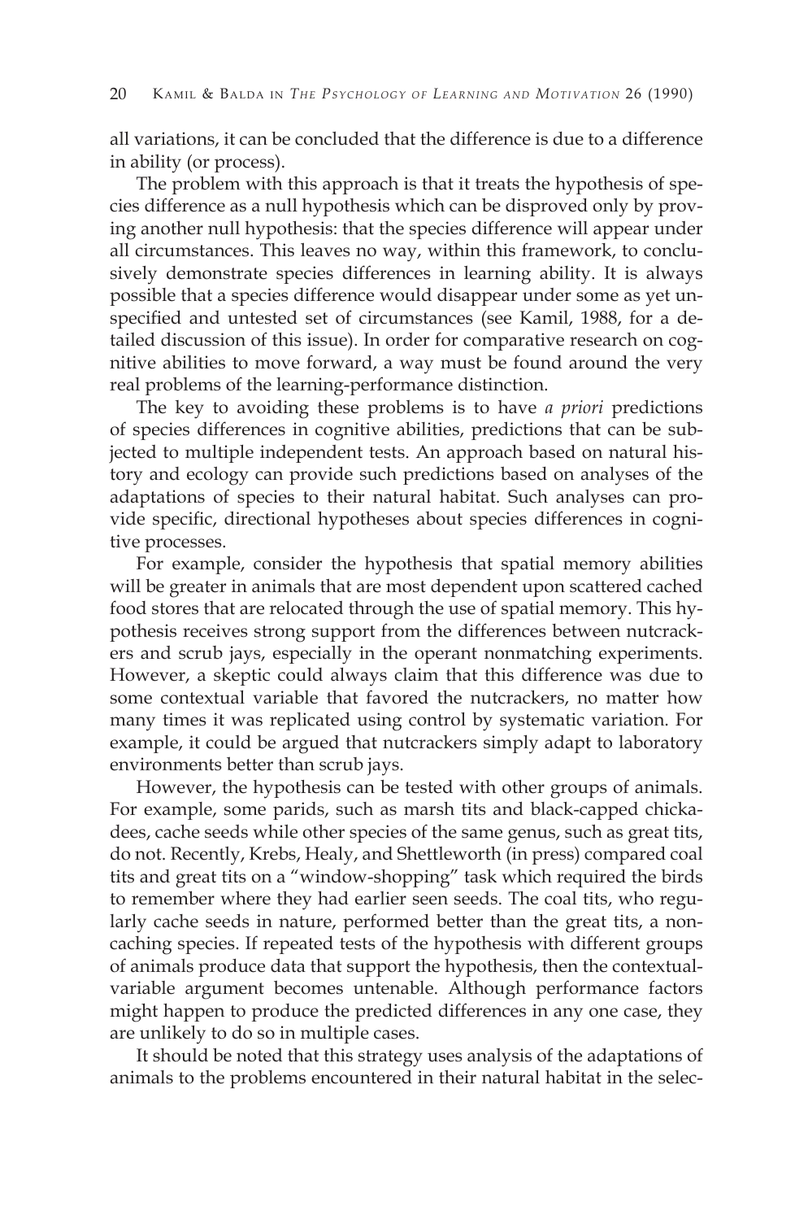all variations, it can be concluded that the difference is due to a difference in ability (or process).

The problem with this approach is that it treats the hypothesis of species difference as a null hypothesis which can be disproved only by proving another null hypothesis: that the species difference will appear under all circumstances. This leaves no way, within this framework, to conclusively demonstrate species differences in learning ability. It is always possible that a species difference would disappear under some as yet unspecified and untested set of circumstances (see Kamil, 1988, for a detailed discussion of this issue). In order for comparative research on cognitive abilities to move forward, a way must be found around the very real problems of the learning-performance distinction.

The key to avoiding these problems is to have *a priori* predictions of species differences in cognitive abilities, predictions that can be subjected to multiple independent tests. An approach based on natural history and ecology can provide such predictions based on analyses of the adaptations of species to their natural habitat. Such analyses can provide specific, directional hypotheses about species differences in cognitive processes.

For example, consider the hypothesis that spatial memory abilities will be greater in animals that are most dependent upon scattered cached food stores that are relocated through the use of spatial memory. This hypothesis receives strong support from the differences between nutcrackers and scrub jays, especially in the operant nonmatching experiments. However, a skeptic could always claim that this difference was due to some contextual variable that favored the nutcrackers, no matter how many times it was replicated using control by systematic variation. For example, it could be argued that nutcrackers simply adapt to laboratory environments better than scrub jays.

However, the hypothesis can be tested with other groups of animals. For example, some parids, such as marsh tits and black-capped chickadees, cache seeds while other species of the same genus, such as great tits, do not. Recently, Krebs, Healy, and Shettleworth (in press) compared coal tits and great tits on a "window-shopping" task which required the birds to remember where they had earlier seen seeds. The coal tits, who regularly cache seeds in nature, performed better than the great tits, a noncaching species. If repeated tests of the hypothesis with different groups of animals produce data that support the hypothesis, then the contextual-variable argument becomes untenable. Although performance factors might happen to produce the predicted differences in any one case, they are unlikely to do so in multiple cases.

It should be noted that this strategy uses analysis of the adaptations of animals to the problems encountered in their natural habitat in the selec-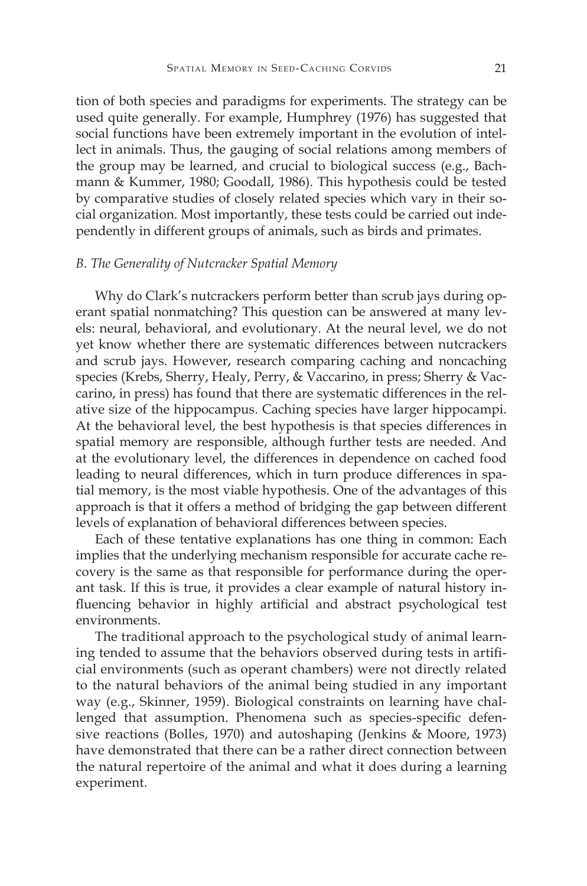tion of both species and paradigms for experiments. The strategy can be used quite generally. For example, Humphrey (1976) has suggested that social functions have been extremely important in the evolution of intellect in animals. Thus, the gauging of social relations among members of the group may be learned, and crucial to biological success (e.g., Bachmann & Kummer, 1980; Goodall, 1986). This hypothesis could be tested by comparative studies of closely related species which vary in their social organization. Most importantly, these tests could be carried out independently in different groups of animals, such as birds and primates.

### *B. The Generality of Nutcracker Spatial Memory*

Why do Clark's nutcrackers perform better than scrub jays during operant spatial nonmatching? This question can be answered at many levels: neural, behavioral, and evolutionary. At the neural level, we do not yet know whether there are systematic differences between nutcrackers and scrub jays. However, research comparing caching and noncaching species (Krebs, Sherry, Healy, Perry, & Vaccarino, in press; Sherry & Vaccarino, in press) has found that there are systematic differences in the relative size of the hippocampus. Caching species have larger hippocampi. At the behavioral level, the best hypothesis is that species differences in spatial memory are responsible, although further tests are needed. And at the evolutionary level, the differences in dependence on cached food leading to neural differences, which in turn produce differences in spatial memory, is the most viable hypothesis. One of the advantages of this approach is that it offers a method of bridging the gap between different levels of explanation of behavioral differences between species.

Each of these tentative explanations has one thing in common: Each implies that the underlying mechanism responsible for accurate cache recovery is the same as that responsible for performance during the operant task. If this is true, it provides a clear example of natural history influencing behavior in highly artificial and abstract psychological test environments.

The traditional approach to the psychological study of animal learning tended to assume that the behaviors observed during tests in artificial environments (such as operant chambers) were not directly related to the natural behaviors of the animal being studied in any important way (e.g., Skinner, 1959). Biological constraints on learning have challenged that assumption. Phenomena such as species-specific defensive reactions (Bolles, 1970) and autoshaping (Jenkins & Moore, 1973) have demonstrated that there can be a rather direct connection between the natural repertoire of the animal and what it does during a learning experiment.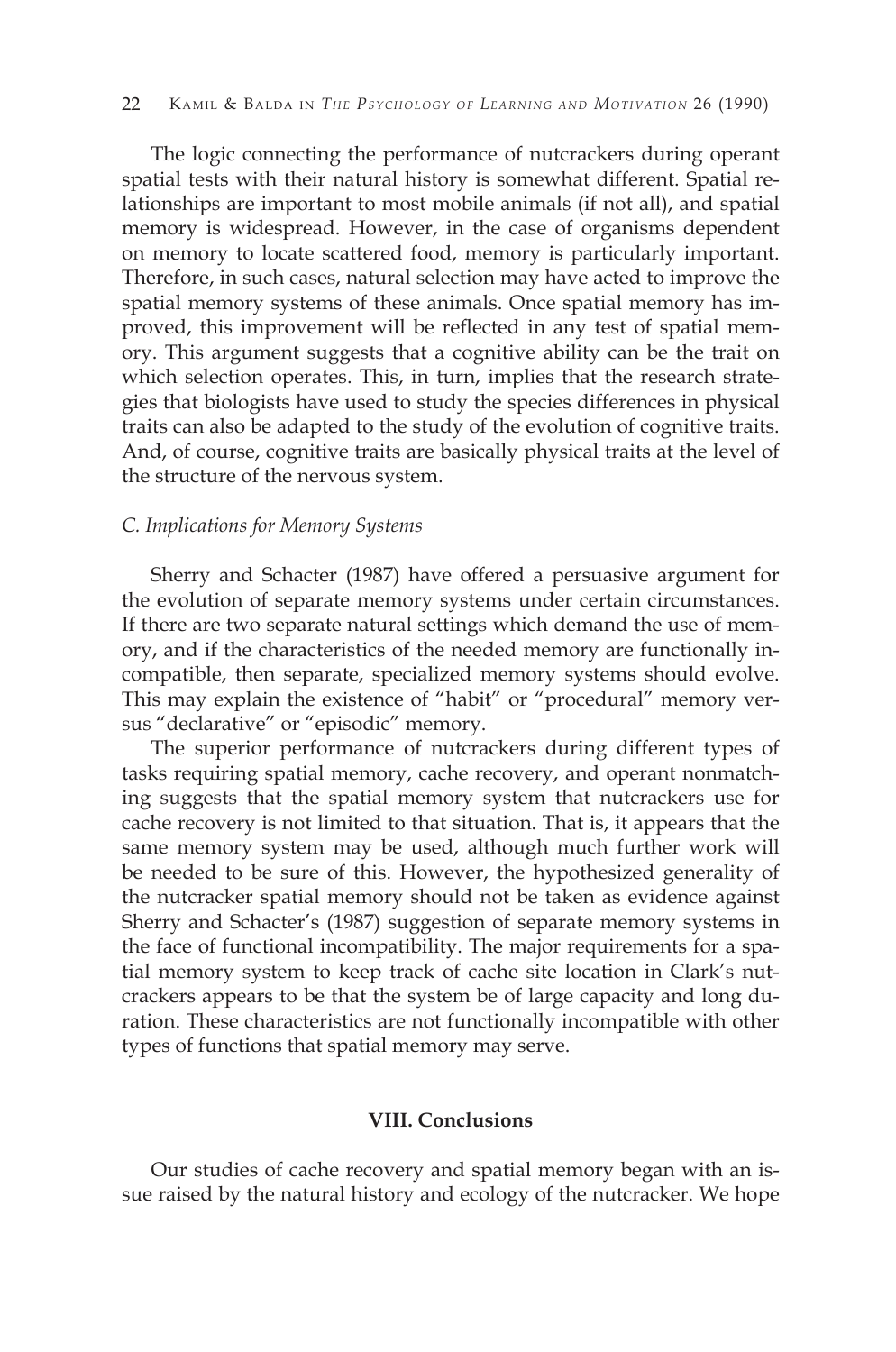The logic connecting the performance of nutcrackers during operant spatial tests with their natural history is somewhat different. Spatial relationships are important to most mobile animals (if not all), and spatial memory is widespread. However, in the case of organisms dependent on memory to locate scattered food, memory is particularly important. Therefore, in such cases, natural selection may have acted to improve the spatial memory systems of these animals. Once spatial memory has improved, this improvement will be reflected in any test of spatial memory. This argument suggests that a cognitive ability can be the trait on which selection operates. This, in turn, implies that the research strategies that biologists have used to study the species differences in physical traits can also be adapted to the study of the evolution of cognitive traits. And, of course, cognitive traits are basically physical traits at the level of the structure of the nervous system.

### *C. Implications for Memory Systems*

Sherry and Schacter (1987) have offered a persuasive argument for the evolution of separate memory systems under certain circumstances. If there are two separate natural settings which demand the use of memory, and if the characteristics of the needed memory are functionally incompatible, then separate, specialized memory systems should evolve. This may explain the existence of "habit" or "procedural" memory versus "declarative" or "episodic" memory.

The superior performance of nutcrackers during different types of tasks requiring spatial memory, cache recovery, and operant nonmatching suggests that the spatial memory system that nutcrackers use for cache recovery is not limited to that situation. That is, it appears that the same memory system may be used, although much further work will be needed to be sure of this. However, the hypothesized generality of the nutcracker spatial memory should not be taken as evidence against Sherry and Schacter's (1987) suggestion of separate memory systems in the face of functional incompatibility. The major requirements for a spatial memory system to keep track of cache site location in Clark's nutcrackers appears to be that the system be of large capacity and long duration. These characteristics are not functionally incompatible with other types of functions that spatial memory may serve.

## VIII. Conclusions

Our studies of cache recovery and spatial memory began with an issue raised by the natural history and ecology of the nutcracker. We hope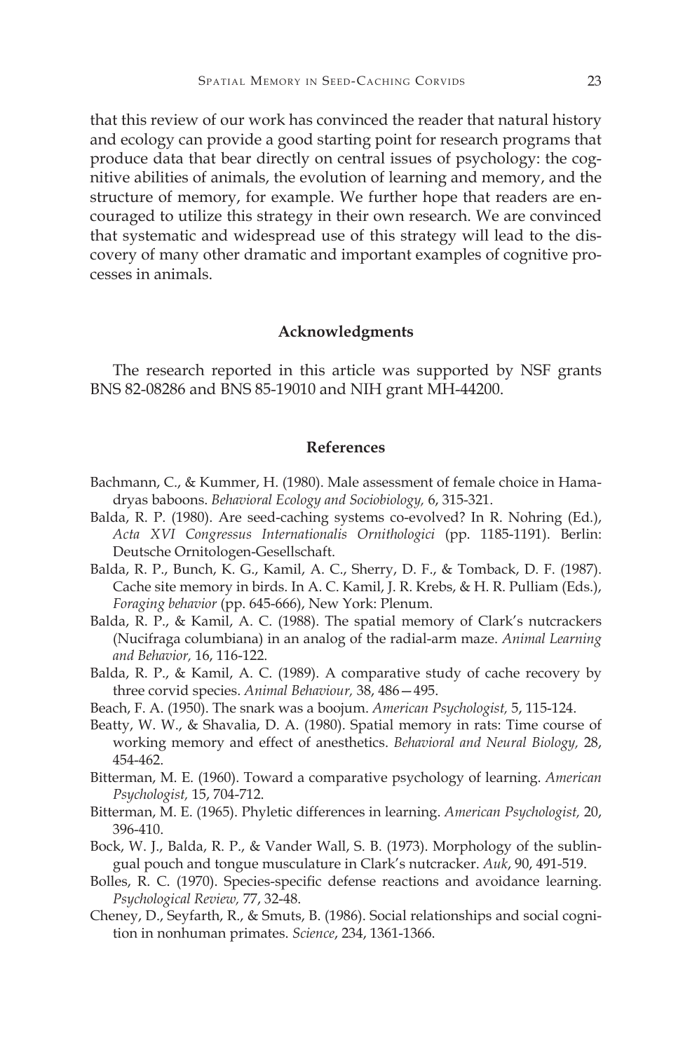that this review of our work has convinced the reader that natural history and ecology can provide a good starting point for research programs that produce data that bear directly on central issues of psychology: the cognitive abilities of animals, the evolution of learning and memory, and the structure of memory, for example. We further hope that readers are encouraged to utilize this strategy in their own research. We are convinced that systematic and widespread use of this strategy will lead to the discovery of many other dramatic and important examples of cognitive processes in animals.

## Acknowledgments

The research reported in this article was supported by NSF grants BNS 82-08286 and BNS 85-19010 and NIH grant MH-44200.

## References

Bachmann, C., & Kummer, H. (1980). Male assessment of female choice in Hamadryas baboons. *Behavioral Ecology and Sociobiology,* 6, 315-321.

Balda, R. P. (1980). Are seed-caching systems co-evolved? In R. Nohring (Ed.), *Acta XVI Congressus Internationalis Ornithologici* (pp. 1185-1191). Berlin: Deutsche Ornitologen-Gesellschaft.

Balda, R. P., Bunch, K. G., Kamil, A. C., Sherry, D. F., & Tomback, D. F. (1987). Cache site memory in birds. In A. C. Kamil, J. R. Krebs, & H. R. Pulliam (Eds.), *Foraging behavior* (pp. 645-666), New York: Plenum.

Balda, R. P., & Kamil, A. C. (1988). The spatial memory of Clark's nutcrackers (Nucifraga columbiana) in an analog of the radial-arm maze. *Animal Learning and Behavior,* 16, 116-122.

Balda, R. P., & Kamil, A. C. (1989). A comparative study of cache recovery by three corvid species. *Animal Behaviour,* 38, 486—495.

Beach, F. A. (1950). The snark was a boojum. *American Psychologist,* 5, 115-124.

Beatty, W. W., & Shavalia, D. A. (1980). Spatial memory in rats: Time course of working memory and effect of anesthetics. *Behavioral and Neural Biology,* 28, 454-462.

Bitterman, M. E. (1960). Toward a comparative psychology of learning. *American Psychologist,* 15, 704-712.

Bitterman, M. E. (1965). Phyletic differences in learning. *American Psychologist,* 20, 396-410.

Bock, W. J., Balda, R. P., & Vander Wall, S. B. (1973). Morphology of the sublingual pouch and tongue musculature in Clark's nutcracker. *Auk*, 90, 491-519.

Bolles, R. C. (1970). Species-specific defense reactions and avoidance learning. *Psychological Review,* 77, 32-48.

Cheney, D., Seyfarth, R., & Smuts, B. (1986). Social relationships and social cognition in nonhuman primates. *Science*, 234, 1361-1366.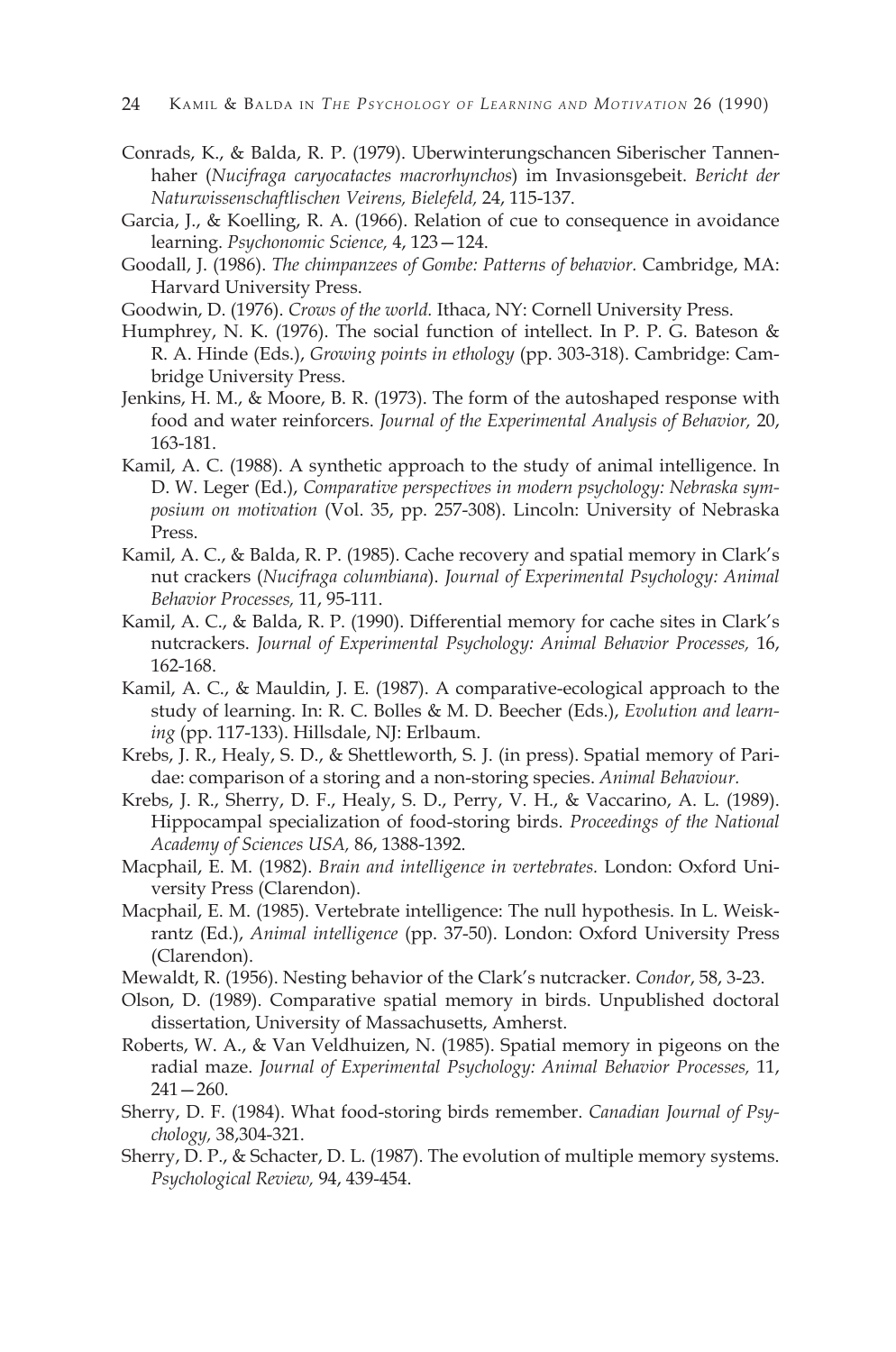Conrads, K., & Balda, R. P. (1979). Uberwinterungschancen Siberischer Tannenhaher (*Nucifraga caryocatactes macrorhynchos*) im Invasionsgebeit. *Bericht der Naturwissenschaftlischen Veirens, Bielefeld,* 24, 115-137.

Garcia, J., & Koelling, R. A. (1966). Relation of cue to consequence in avoidance learning. *Psychonomic Science,* 4, 123—124.

Goodall, J. (1986). *The chimpanzees of Gombe: Patterns of behavior.* Cambridge, MA: Harvard University Press.

Goodwin, D. (1976). *Crows of the world.* Ithaca, NY: Cornell University Press.

Humphrey, N. K. (1976). The social function of intellect. In P. P. G. Bateson & R. A. Hinde (Eds.), *Growing points in ethology* (pp. 303-318). Cambridge: Cambridge University Press.

Jenkins, H. M., & Moore, B. R. (1973). The form of the autoshaped response with food and water reinforcers. *Journal of the Experimental Analysis of Behavior,* 20, 163-181.

Kamil, A. C. (1988). A synthetic approach to the study of animal intelligence. In D. W. Leger (Ed.), *Comparative perspectives in modern psychology: Nebraska symposium on motivation* (Vol. 35, pp. 257-308). Lincoln: University of Nebraska Press.

Kamil, A. C., & Balda, R. P. (1985). Cache recovery and spatial memory in Clark's nut crackers (*Nucifraga columbiana*). *Journal of Experimental Psychology: Animal Behavior Processes,* 11, 95-111.

Kamil, A. C., & Balda, R. P. (1990). Differential memory for cache sites in Clark's nutcrackers. *Journal of Experimental Psychology: Animal Behavior Processes,* 16, 162-168.

Kamil, A. C., & Mauldin, J. E. (1987). A comparative-ecological approach to the study of learning. In: R. C. Bolles & M. D. Beecher (Eds.), *Evolution and learning* (pp. 117-133). Hillsdale, NJ: Erlbaum.

Krebs, J. R., Healy, S. D., & Shettleworth, S. J. (in press). Spatial memory of Paridae: comparison of a storing and a non-storing species. *Animal Behaviour.*

Krebs, J. R., Sherry, D. F., Healy, S. D., Perry, V. H., & Vaccarino, A. L. (1989). Hippocampal specialization of food-storing birds. *Proceedings of the National Academy of Sciences USA,* 86, 1388-1392.

Macphail, E. M. (1982). *Brain and intelligence in vertebrates.* London: Oxford University Press (Clarendon).

Macphail, E. M. (1985). Vertebrate intelligence: The null hypothesis. In L. Weiskrantz (Ed.), *Animal intelligence* (pp. 37-50). London: Oxford University Press (Clarendon).

Mewaldt, R. (1956). Nesting behavior of the Clark's nutcracker. *Condor*, 58, 3-23.

Olson, D. (1989). Comparative spatial memory in birds. Unpublished doctoral dissertation, University of Massachusetts, Amherst.

Roberts, W. A., & Van Veldhuizen, N. (1985). Spatial memory in pigeons on the radial maze. *Journal of Experimental Psychology: Animal Behavior Processes,* 11, 241—260.

Sherry, D. F. (1984). What food-storing birds remember. *Canadian Journal of Psychology,* 38,304-321.

Sherry, D. P., & Schacter, D. L. (1987). The evolution of multiple memory systems. *Psychological Review,* 94, 439-454.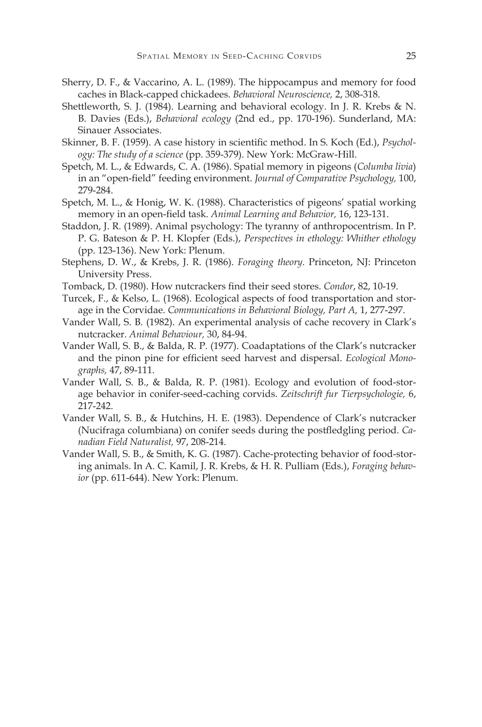Sherry, D. F., & Vaccarino, A. L. (1989). The hippocampus and memory for food caches in Black-capped chickadees. *Behavioral Neuroscience,* 2, 308-318.

Shettleworth, S. J. (1984). Learning and behavioral ecology. In J. R. Krebs & N. B. Davies (Eds.), *Behavioral ecology* (2nd ed., pp. 170-196). Sunderland, MA: Sinauer Associates.

Skinner, B. F. (1959). A case history in scientific method. In S. Koch (Ed.), *Psychology: The study of a science* (pp. 359-379). New York: McGraw-Hill.

Spetch, M. L., & Edwards, C. A. (1986). Spatial memory in pigeons (*Columba livia*) in an "open-field" feeding environment. *Journal of Comparative Psychology,* 100, 279-284.

Spetch, M. L., & Honig, W. K. (1988). Characteristics of pigeons' spatial working memory in an open-field task. *Animal Learning and Behavior,* 16, 123-131.

Staddon, J. R. (1989). Animal psychology: The tyranny of anthropocentrism. In P. P. G. Bateson & P. H. Klopfer (Eds.), *Perspectives in ethology: Whither ethology* (pp. 123-136). New York: Plenum.

Stephens, D. W., & Krebs, J. R. (1986). *Foraging theory.* Princeton, NJ: Princeton University Press.

Tomback, D. (1980). How nutcrackers find their seed stores. *Condor*, 82, 10-19.

Turcek, F., & Kelso, L. (1968). Ecological aspects of food transportation and storage in the Corvidae. *Communications in Behavioral Biology, Part A,* 1, 277-297.

Vander Wall, S. B. (1982). An experimental analysis of cache recovery in Clark's nutcracker. *Animal Behaviour,* 30, 84-94.

Vander Wall, S. B., & Balda, R. P. (1977). Coadaptations of the Clark's nutcracker and the pinon pine for efficient seed harvest and dispersal. *Ecological Monographs,* 47, 89-111.

Vander Wall, S. B., & Balda, R. P. (1981). Ecology and evolution of food-storage behavior in conifer-seed-caching corvids. *Zeitschrift fur Tierpsychologie,* 6, 217-242.

Vander Wall, S. B., & Hutchins, H. E. (1983). Dependence of Clark's nutcracker (Nucifraga columbiana) on conifer seeds during the postfledgling period. *Canadian Field Naturalist,* 97, 208-214.

Vander Wall, S. B., & Smith, K. G. (1987). Cache-protecting behavior of food-storing animals. In A. C. Kamil, J. R. Krebs, & H. R. Pulliam (Eds.), *Foraging behavior* (pp. 611-644). New York: Plenum.